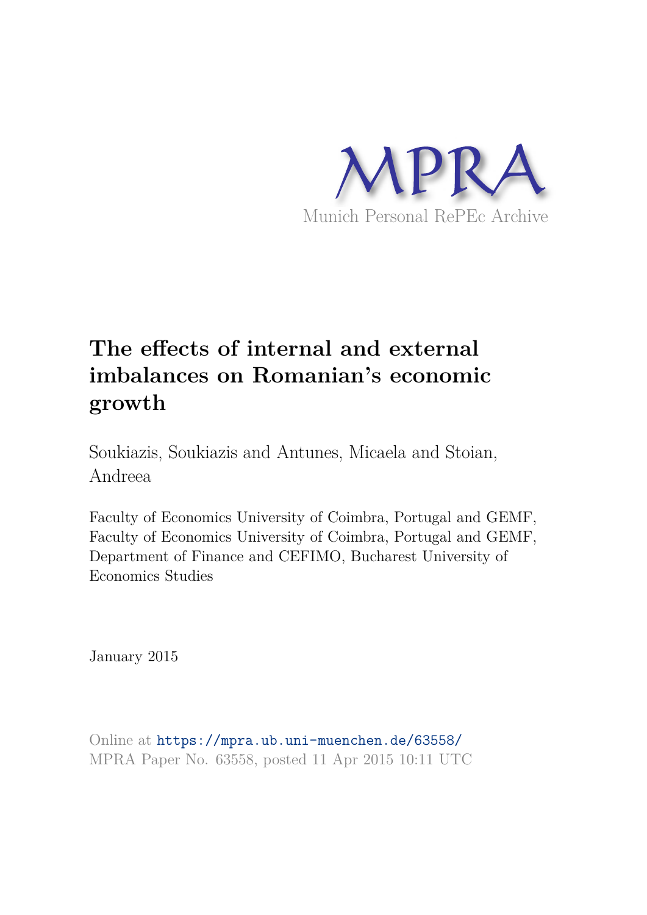MPRA

Munich Personal RePEc Archive

# The effects of internal and external imbalances on Romanian's economic growth

Soukiazis, Soukiazis and Antunes, Micaela and Stoian, Andreea

Faculty of Economics University of Coimbra, Portugal and GEMF, Faculty of Economics University of Coimbra, Portugal and GEMF, Department of Finance and CEFIMO, Bucharest University of Economics Studies

January 2015

Online at https://mpra.ub.uni-muenchen.de/63558/
MPRA Paper No. 63558, posted 11 Apr 2015 10:11 UTC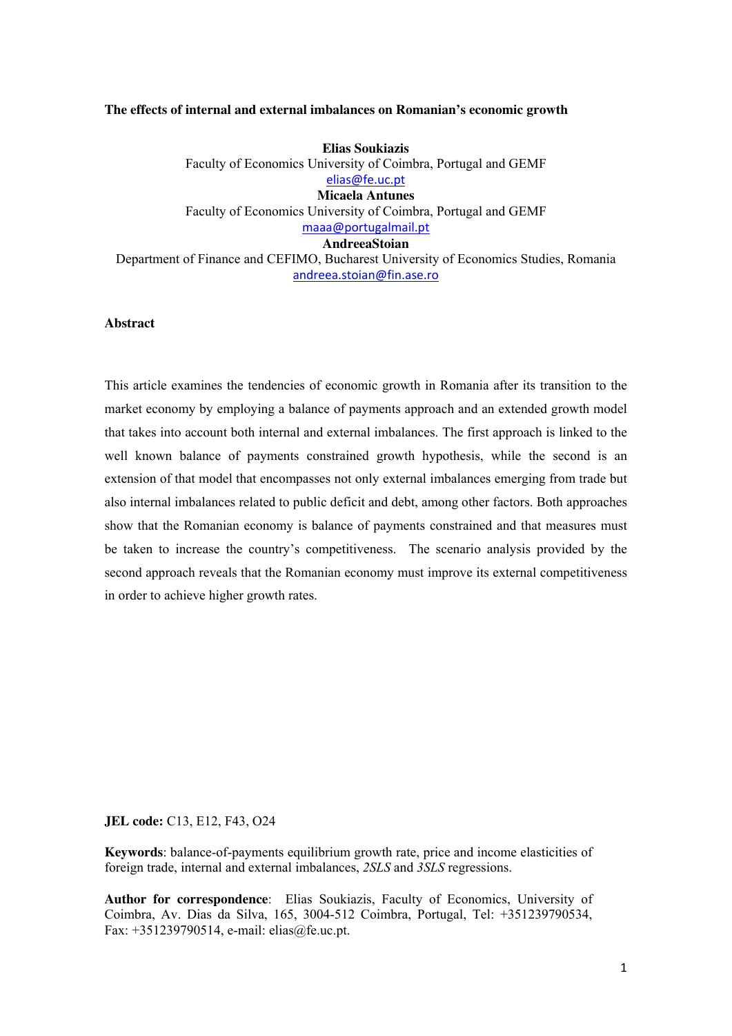**The effects of internal and external imbalances on Romanian's economic growth**

**Elias Soukiazis**
Faculty of Economics University of Coimbra, Portugal and GEMF
elias@fe.uc.pt
**Micaela Antunes**
Faculty of Economics University of Coimbra, Portugal and GEMF
maaa@portugalmail.pt
**AndreeaStoian**
Department of Finance and CEFIMO, Bucharest University of Economics Studies, Romania
andreea.stoian@fin.ase.ro

**Abstract**

This article examines the tendencies of economic growth in Romania after its transition to the market economy by employing a balance of payments approach and an extended growth model that takes into account both internal and external imbalances. The first approach is linked to the well known balance of payments constrained growth hypothesis, while the second is an extension of that model that encompasses not only external imbalances emerging from trade but also internal imbalances related to public deficit and debt, among other factors. Both approaches show that the Romanian economy is balance of payments constrained and that measures must be taken to increase the country's competitiveness. The scenario analysis provided by the second approach reveals that the Romanian economy must improve its external competitiveness in order to achieve higher growth rates.

**JEL code:** C13, E12, F43, O24

**Keywords**: balance-of-payments equilibrium growth rate, price and income elasticities of foreign trade, internal and external imbalances, *2SLS* and *3SLS* regressions.

**Author for correspondence**: Elias Soukiazis, Faculty of Economics, University of Coimbra, Av. Dias da Silva, 165, 3004-512 Coimbra, Portugal, Tel: +351239790534, Fax: +351239790514, e-mail: elias@fe.uc.pt.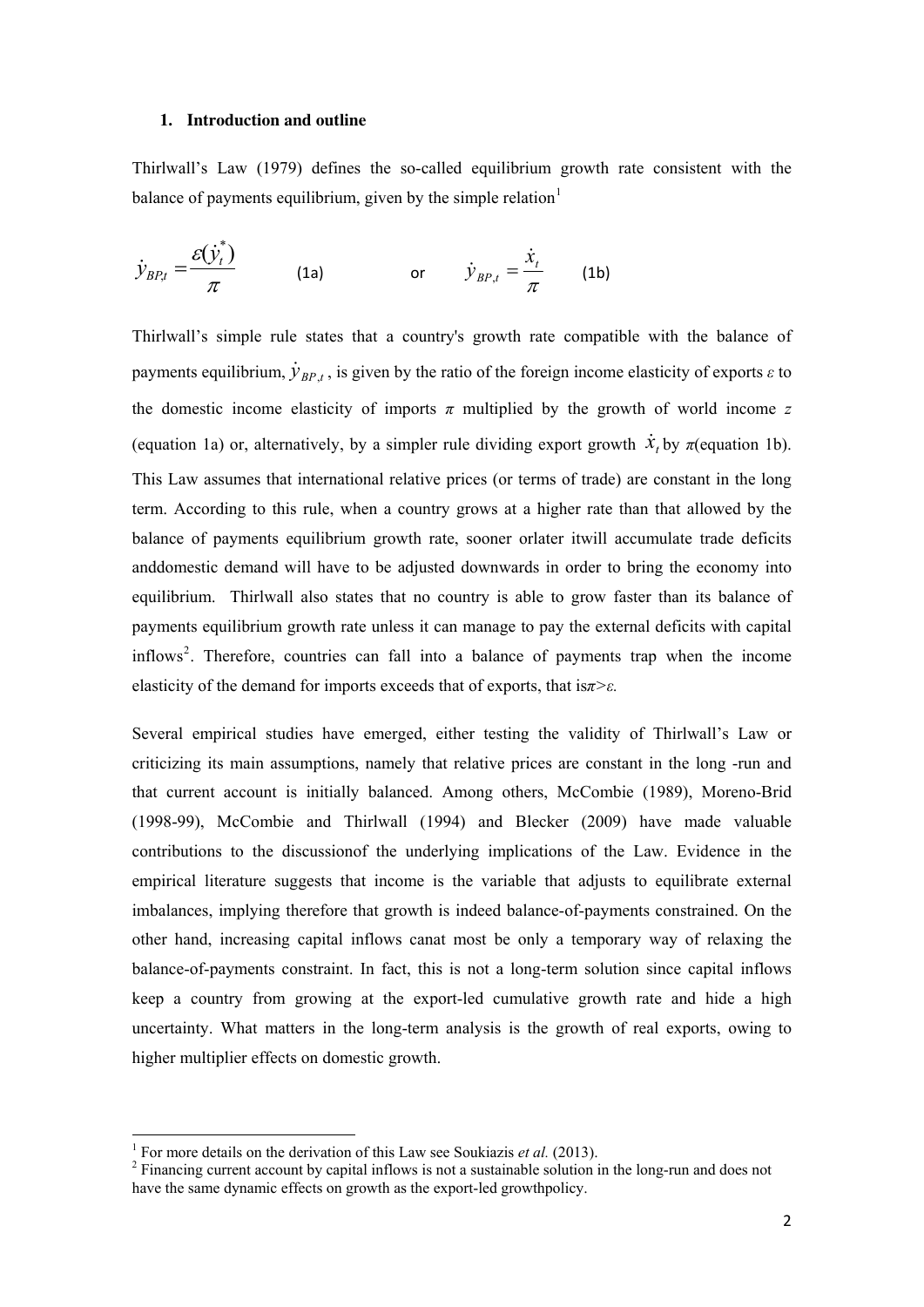### 1. Introduction and outline

Thirlwall's Law (1979) defines the so-called equilibrium growth rate consistent with the balance of payments equilibrium, given by the simple relation[1]

$$\dot{y}_{BP,t} = \frac{\varepsilon(\dot{y}_t^*)}{\pi} \quad \text{(1a)} \qquad \text{or} \qquad \dot{y}_{BP,t} = \frac{\dot{x}_t}{\pi} \quad \text{(1b)}$$

Thirlwall's simple rule states that a country's growth rate compatible with the balance of payments equilibrium, $\dot{y}_{BP,t}$, is given by the ratio of the foreign income elasticity of exports $\varepsilon$ to the domestic income elasticity of imports $\pi$ multiplied by the growth of world income $z$ (equation 1a) or, alternatively, by a simpler rule dividing export growth $\dot{x}_t$ by $\pi$(equation 1b). This Law assumes that international relative prices (or terms of trade) are constant in the long term. According to this rule, when a country grows at a higher rate than that allowed by the balance of payments equilibrium growth rate, sooner orlater itwill accumulate trade deficits anddomestic demand will have to be adjusted downwards in order to bring the economy into equilibrium. Thirlwall also states that no country is able to grow faster than its balance of payments equilibrium growth rate unless it can manage to pay the external deficits with capital inflows[2]. Therefore, countries can fall into a balance of payments trap when the income elasticity of the demand for imports exceeds that of exports, that is$\pi > \varepsilon$.

Several empirical studies have emerged, either testing the validity of Thirlwall's Law or criticizing its main assumptions, namely that relative prices are constant in the long -run and that current account is initially balanced. Among others, McCombie (1989), Moreno-Brid (1998-99), McCombie and Thirlwall (1994) and Blecker (2009) have made valuable contributions to the discussionof the underlying implications of the Law. Evidence in the empirical literature suggests that income is the variable that adjusts to equilibrate external imbalances, implying therefore that growth is indeed balance-of-payments constrained. On the other hand, increasing capital inflows canat most be only a temporary way of relaxing the balance-of-payments constraint. In fact, this is not a long-term solution since capital inflows keep a country from growing at the export-led cumulative growth rate and hide a high uncertainty. What matters in the long-term analysis is the growth of real exports, owing to higher multiplier effects on domestic growth.

---

[1] For more details on the derivation of this Law see Soukiazis *et al.* (2013).

[2] Financing current account by capital inflows is not a sustainable solution in the long-run and does not have the same dynamic effects on growth as the export-led growthpolicy.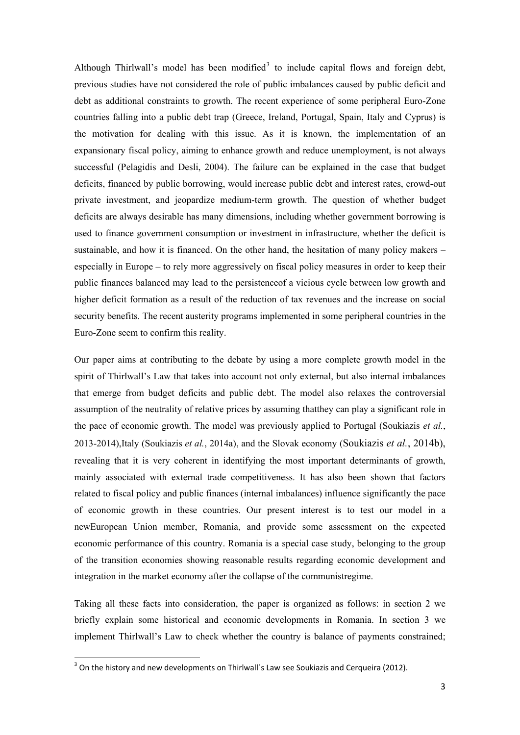Although Thirlwall's model has been modified[3] to include capital flows and foreign debt, previous studies have not considered the role of public imbalances caused by public deficit and debt as additional constraints to growth. The recent experience of some peripheral Euro-Zone countries falling into a public debt trap (Greece, Ireland, Portugal, Spain, Italy and Cyprus) is the motivation for dealing with this issue. As it is known, the implementation of an expansionary fiscal policy, aiming to enhance growth and reduce unemployment, is not always successful (Pelagidis and Desli, 2004). The failure can be explained in the case that budget deficits, financed by public borrowing, would increase public debt and interest rates, crowd-out private investment, and jeopardize medium-term growth. The question of whether budget deficits are always desirable has many dimensions, including whether government borrowing is used to finance government consumption or investment in infrastructure, whether the deficit is sustainable, and how it is financed. On the other hand, the hesitation of many policy makers – especially in Europe – to rely more aggressively on fiscal policy measures in order to keep their public finances balanced may lead to the persistenceof a vicious cycle between low growth and higher deficit formation as a result of the reduction of tax revenues and the increase on social security benefits. The recent austerity programs implemented in some peripheral countries in the Euro-Zone seem to confirm this reality.

Our paper aims at contributing to the debate by using a more complete growth model in the spirit of Thirlwall's Law that takes into account not only external, but also internal imbalances that emerge from budget deficits and public debt. The model also relaxes the controversial assumption of the neutrality of relative prices by assuming thatthey can play a significant role in the pace of economic growth. The model was previously applied to Portugal (Soukiazis *et al.*, 2013-2014),Italy (Soukiazis *et al.*, 2014a), and the Slovak economy (Soukiazis *et al.*, 2014b), revealing that it is very coherent in identifying the most important determinants of growth, mainly associated with external trade competitiveness. It has also been shown that factors related to fiscal policy and public finances (internal imbalances) influence significantly the pace of economic growth in these countries. Our present interest is to test our model in a newEuropean Union member, Romania, and provide some assessment on the expected economic performance of this country. Romania is a special case study, belonging to the group of the transition economies showing reasonable results regarding economic development and integration in the market economy after the collapse of the communistregime.

Taking all these facts into consideration, the paper is organized as follows: in section 2 we briefly explain some historical and economic developments in Romania. In section 3 we implement Thirlwall's Law to check whether the country is balance of payments constrained;

[3] On the history and new developments on Thirlwall´s Law see Soukiazis and Cerqueira (2012).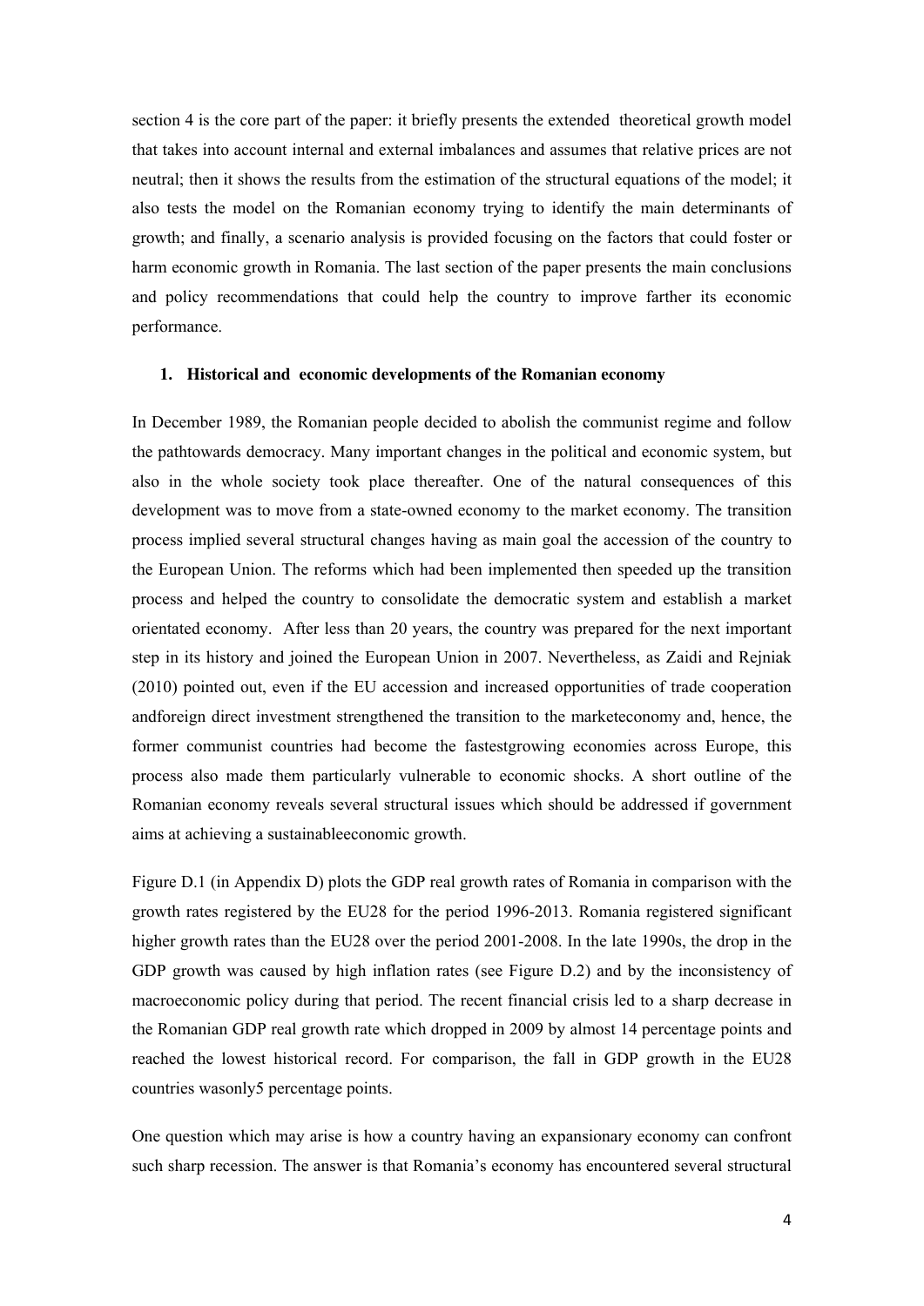section 4 is the core part of the paper: it briefly presents the extended theoretical growth model that takes into account internal and external imbalances and assumes that relative prices are not neutral; then it shows the results from the estimation of the structural equations of the model; it also tests the model on the Romanian economy trying to identify the main determinants of growth; and finally, a scenario analysis is provided focusing on the factors that could foster or harm economic growth in Romania. The last section of the paper presents the main conclusions and policy recommendations that could help the country to improve farther its economic performance.

## 1. Historical and economic developments of the Romanian economy

In December 1989, the Romanian people decided to abolish the communist regime and follow the pathtowards democracy. Many important changes in the political and economic system, but also in the whole society took place thereafter. One of the natural consequences of this development was to move from a state-owned economy to the market economy. The transition process implied several structural changes having as main goal the accession of the country to the European Union. The reforms which had been implemented then speeded up the transition process and helped the country to consolidate the democratic system and establish a market orientated economy. After less than 20 years, the country was prepared for the next important step in its history and joined the European Union in 2007. Nevertheless, as Zaidi and Rejniak (2010) pointed out, even if the EU accession and increased opportunities of trade cooperation andforeign direct investment strengthened the transition to the marketeconomy and, hence, the former communist countries had become the fastestgrowing economies across Europe, this process also made them particularly vulnerable to economic shocks. A short outline of the Romanian economy reveals several structural issues which should be addressed if government aims at achieving a sustainableeconomic growth.

Figure D.1 (in Appendix D) plots the GDP real growth rates of Romania in comparison with the growth rates registered by the EU28 for the period 1996-2013. Romania registered significant higher growth rates than the EU28 over the period 2001-2008. In the late 1990s, the drop in the GDP growth was caused by high inflation rates (see Figure D.2) and by the inconsistency of macroeconomic policy during that period. The recent financial crisis led to a sharp decrease in the Romanian GDP real growth rate which dropped in 2009 by almost 14 percentage points and reached the lowest historical record. For comparison, the fall in GDP growth in the EU28 countries wasonly5 percentage points.

One question which may arise is how a country having an expansionary economy can confront such sharp recession. The answer is that Romania's economy has encountered several structural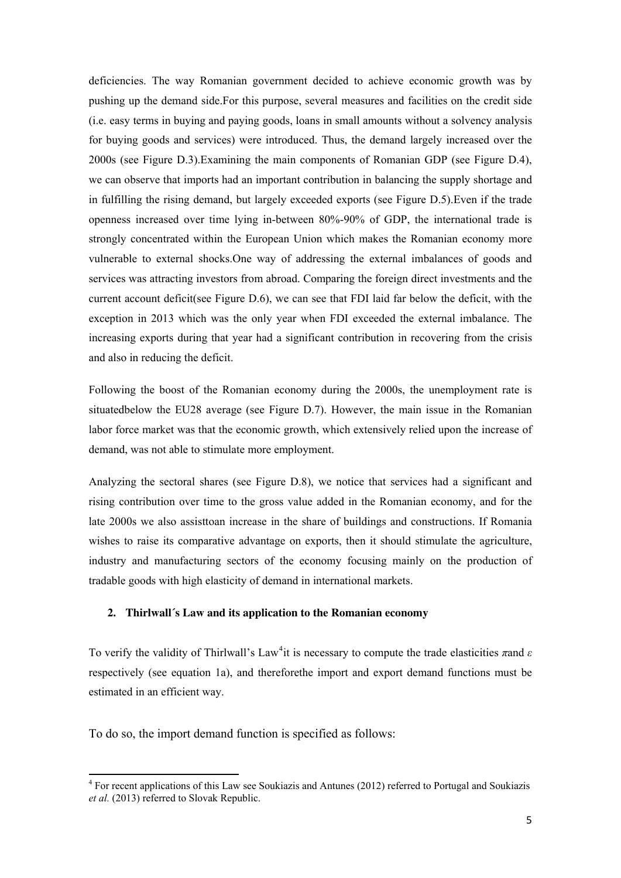deficiencies. The way Romanian government decided to achieve economic growth was by pushing up the demand side.For this purpose, several measures and facilities on the credit side (i.e. easy terms in buying and paying goods, loans in small amounts without a solvency analysis for buying goods and services) were introduced. Thus, the demand largely increased over the 2000s (see Figure D.3).Examining the main components of Romanian GDP (see Figure D.4), we can observe that imports had an important contribution in balancing the supply shortage and in fulfilling the rising demand, but largely exceeded exports (see Figure D.5).Even if the trade openness increased over time lying in-between 80%-90% of GDP, the international trade is strongly concentrated within the European Union which makes the Romanian economy more vulnerable to external shocks.One way of addressing the external imbalances of goods and services was attracting investors from abroad. Comparing the foreign direct investments and the current account deficit(see Figure D.6), we can see that FDI laid far below the deficit, with the exception in 2013 which was the only year when FDI exceeded the external imbalance. The increasing exports during that year had a significant contribution in recovering from the crisis and also in reducing the deficit.

Following the boost of the Romanian economy during the 2000s, the unemployment rate is situatedbelow the EU28 average (see Figure D.7). However, the main issue in the Romanian labor force market was that the economic growth, which extensively relied upon the increase of demand, was not able to stimulate more employment.

Analyzing the sectoral shares (see Figure D.8), we notice that services had a significant and rising contribution over time to the gross value added in the Romanian economy, and for the late 2000s we also assisttoan increase in the share of buildings and constructions. If Romania wishes to raise its comparative advantage on exports, then it should stimulate the agriculture, industry and manufacturing sectors of the economy focusing mainly on the production of tradable goods with high elasticity of demand in international markets.

## 2. Thirlwall´s Law and its application to the Romanian economy

To verify the validity of Thirlwall's Law[4]it is necessary to compute the trade elasticities $\pi$and $\varepsilon$ respectively (see equation 1a), and thereforethe import and export demand functions must be estimated in an efficient way.

To do so, the import demand function is specified as follows:

[4] For recent applications of this Law see Soukiazis and Antunes (2012) referred to Portugal and Soukiazis *et al.* (2013) referred to Slovak Republic.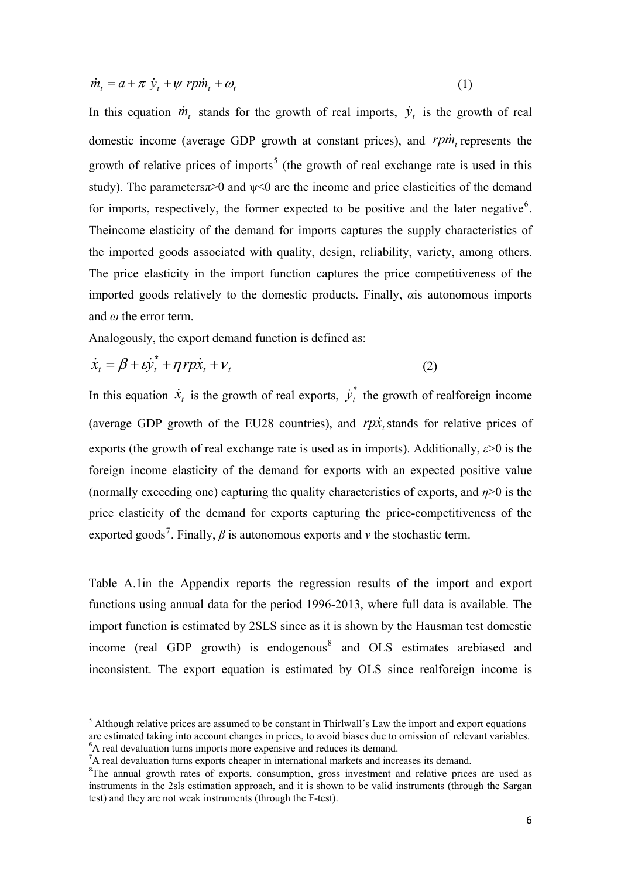$$\dot{m}_t = a + \pi \ \dot{y}_t + \psi \ rp\dot{m}_t + \omega_t \qquad (1)$$

In this equation $\dot{m}_t$ stands for the growth of real imports, $\dot{y}_t$ is the growth of real domestic income (average GDP growth at constant prices), and $rp\dot{m}_t$ represents the growth of relative prices of imports[5] (the growth of real exchange rate is used in this study). The parameters$\pi$>0 and $\psi$<0 are the income and price elasticities of the demand for imports, respectively, the former expected to be positive and the later negative[6]. Theincome elasticity of the demand for imports captures the supply characteristics of the imported goods associated with quality, design, reliability, variety, among others. The price elasticity in the import function captures the price competitiveness of the imported goods relatively to the domestic products. Finally, $\alpha$is autonomous imports and $\omega$ the error term.

Analogously, the export demand function is defined as:

$$\dot{x}_t = \beta + \varepsilon \dot{y}_t^* + \eta \, rp\dot{x}_t + \nu_t \qquad (2)$$

In this equation $\dot{x}_t$ is the growth of real exports, $\dot{y}_t^*$ the growth of realforeign income (average GDP growth of the EU28 countries), and $rp\dot{x}_t$ stands for relative prices of exports (the growth of real exchange rate is used as in imports). Additionally, $\varepsilon$>0 is the foreign income elasticity of the demand for exports with an expected positive value (normally exceeding one) capturing the quality characteristics of exports, and $\eta$>0 is the price elasticity of the demand for exports capturing the price-competitiveness of the exported goods[7]. Finally, $\beta$ is autonomous exports and $v$ the stochastic term.

Table A.1in the Appendix reports the regression results of the import and export functions using annual data for the period 1996-2013, where full data is available. The import function is estimated by 2SLS since as it is shown by the Hausman test domestic income (real GDP growth) is endogenous[8] and OLS estimates arebiased and inconsistent. The export equation is estimated by OLS since realforeign income is

---

[5] Although relative prices are assumed to be constant in Thirlwall´s Law the import and export equations are estimated taking into account changes in prices, to avoid biases due to omission of relevant variables.

[6] A real devaluation turns imports more expensive and reduces its demand.

[7] A real devaluation turns exports cheaper in international markets and increases its demand.

[8] The annual growth rates of exports, consumption, gross investment and relative prices are used as instruments in the 2sls estimation approach, and it is shown to be valid instruments (through the Sargan test) and they are not weak instruments (through the F-test).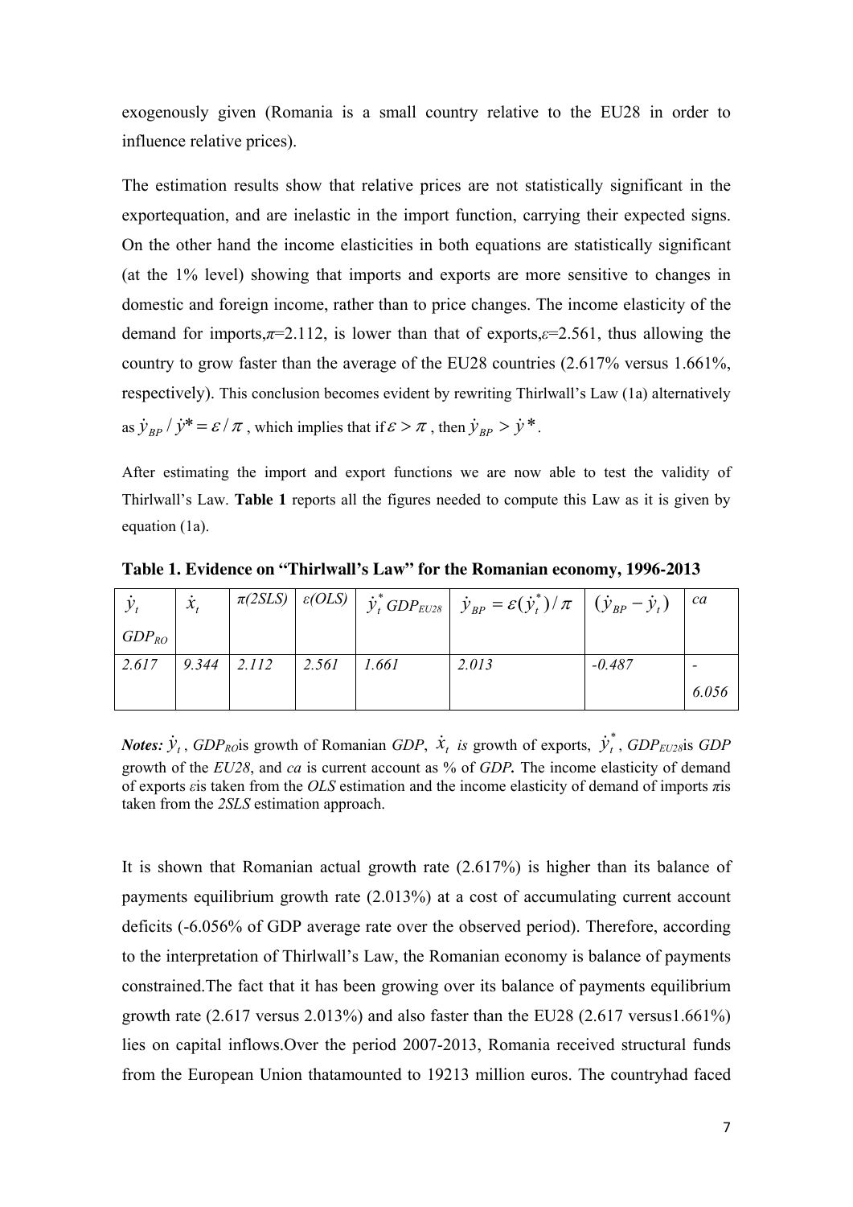exogenously given (Romania is a small country relative to the EU28 in order to influence relative prices).

The estimation results show that relative prices are not statistically significant in the exportequation, and are inelastic in the import function, carrying their expected signs. On the other hand the income elasticities in both equations are statistically significant (at the 1% level) showing that imports and exports are more sensitive to changes in domestic and foreign income, rather than to price changes. The income elasticity of the demand for imports,$\pi$=2.112, is lower than that of exports,$\varepsilon$=2.561, thus allowing the country to grow faster than the average of the EU28 countries (2.617% versus 1.661%, respectively). This conclusion becomes evident by rewriting Thirlwall's Law (1a) alternatively as $\dot{y}_{BP} / \dot{y}^* = \varepsilon / \pi$ , which implies that if $\varepsilon > \pi$ , then $\dot{y}_{BP} > \dot{y}^*$.

After estimating the import and export functions we are now able to test the validity of Thirlwall's Law. **Table 1** reports all the figures needed to compute this Law as it is given by equation (1a).

**Table 1. Evidence on "Thirlwall's Law" for the Romanian economy, 1996-2013**

| $\dot{y}_t$ *GDP<sub>RO</sub>* | $\dot{x}_t$ | *π(2SLS)* | *ε(OLS)* | $\dot{y}_t^*$ *GDP<sub>EU28</sub>* | $\dot{y}_{BP} = \varepsilon(\dot{y}_t^*)/\pi$ | $(\dot{y}_{BP} - \dot{y}_t)$ | *ca* |
|---|---|---|---|---|---|---|---|
| *2.617* | *9.344* | *2.112* | *2.561* | *1.661* | *2.013* | *-0.487* | *-6.056* |

***Notes:*** $\dot{y}_t$ , *GDP<sub>RO</sub>*is growth of Romanian *GDP*, $\dot{x}_t$ *is* growth of exports, $\dot{y}_t^*$ , *GDP<sub>EU28</sub>*is *GDP* growth of the *EU28*, and *ca* is current account as % of *GDP***.** The income elasticity of demand of exports $\varepsilon$is taken from the *OLS* estimation and the income elasticity of demand of imports $\pi$is taken from the *2SLS* estimation approach.

It is shown that Romanian actual growth rate (2.617%) is higher than its balance of payments equilibrium growth rate (2.013%) at a cost of accumulating current account deficits (-6.056% of GDP average rate over the observed period). Therefore, according to the interpretation of Thirlwall's Law, the Romanian economy is balance of payments constrained.The fact that it has been growing over its balance of payments equilibrium growth rate (2.617 versus 2.013%) and also faster than the EU28 (2.617 versus1.661%) lies on capital inflows.Over the period 2007-2013, Romania received structural funds from the European Union thatamounted to 19213 million euros. The countryhad faced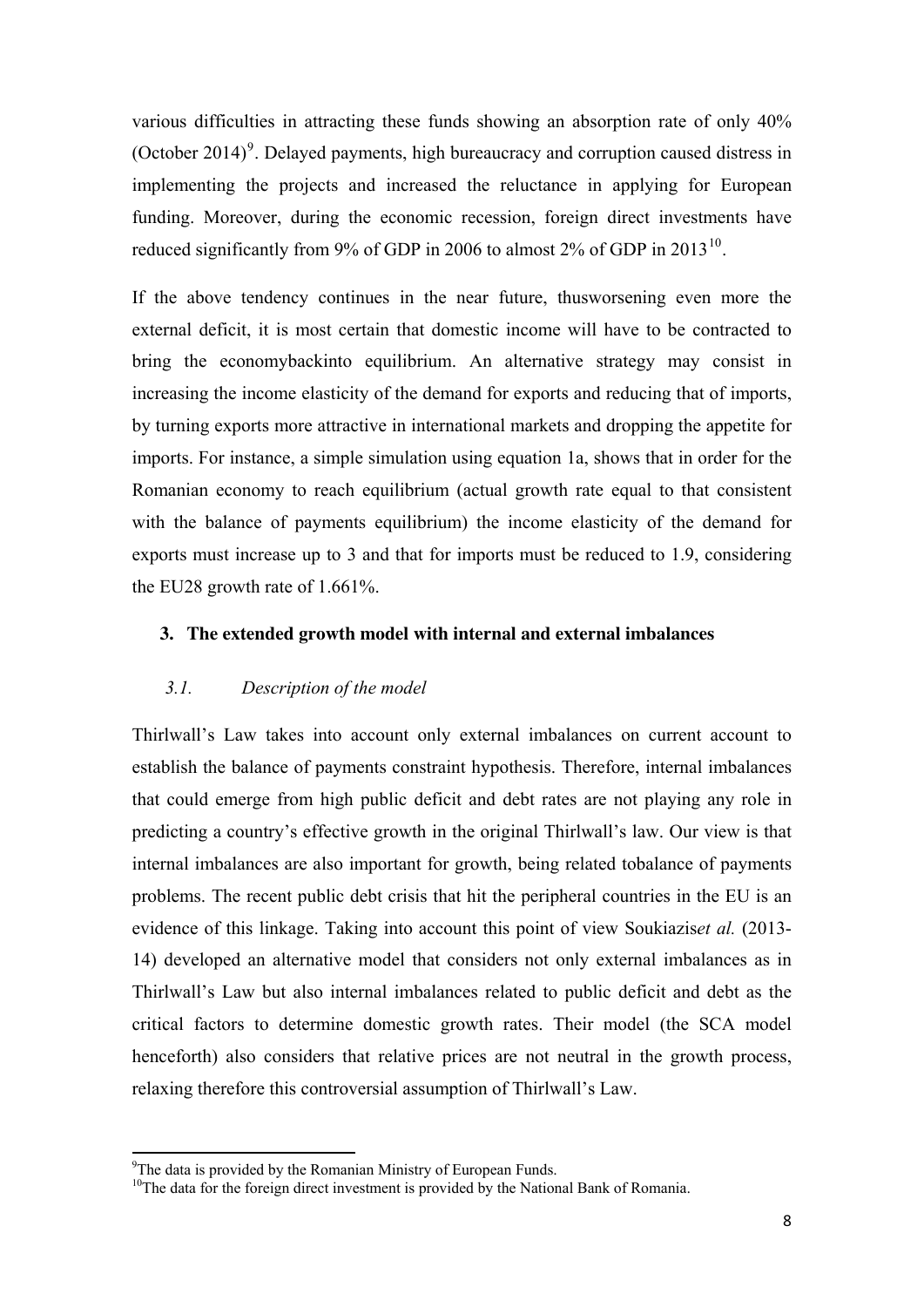various difficulties in attracting these funds showing an absorption rate of only 40% (October 2014)[9]. Delayed payments, high bureaucracy and corruption caused distress in implementing the projects and increased the reluctance in applying for European funding. Moreover, during the economic recession, foreign direct investments have reduced significantly from 9% of GDP in 2006 to almost 2% of GDP in 2013[10].

If the above tendency continues in the near future, thusworsening even more the external deficit, it is most certain that domestic income will have to be contracted to bring the economybackinto equilibrium. An alternative strategy may consist in increasing the income elasticity of the demand for exports and reducing that of imports, by turning exports more attractive in international markets and dropping the appetite for imports. For instance, a simple simulation using equation 1a, shows that in order for the Romanian economy to reach equilibrium (actual growth rate equal to that consistent with the balance of payments equilibrium) the income elasticity of the demand for exports must increase up to 3 and that for imports must be reduced to 1.9, considering the EU28 growth rate of 1.661%.

## 3. The extended growth model with internal and external imbalances

### *3.1. Description of the model*

Thirlwall's Law takes into account only external imbalances on current account to establish the balance of payments constraint hypothesis. Therefore, internal imbalances that could emerge from high public deficit and debt rates are not playing any role in predicting a country's effective growth in the original Thirlwall's law. Our view is that internal imbalances are also important for growth, being related tobalance of payments problems. The recent public debt crisis that hit the peripheral countries in the EU is an evidence of this linkage. Taking into account this point of view Soukiazis*et al.* (2013-14) developed an alternative model that considers not only external imbalances as in Thirlwall's Law but also internal imbalances related to public deficit and debt as the critical factors to determine domestic growth rates. Their model (the SCA model henceforth) also considers that relative prices are not neutral in the growth process, relaxing therefore this controversial assumption of Thirlwall's Law.

[9]The data is provided by the Romanian Ministry of European Funds.

[10]The data for the foreign direct investment is provided by the National Bank of Romania.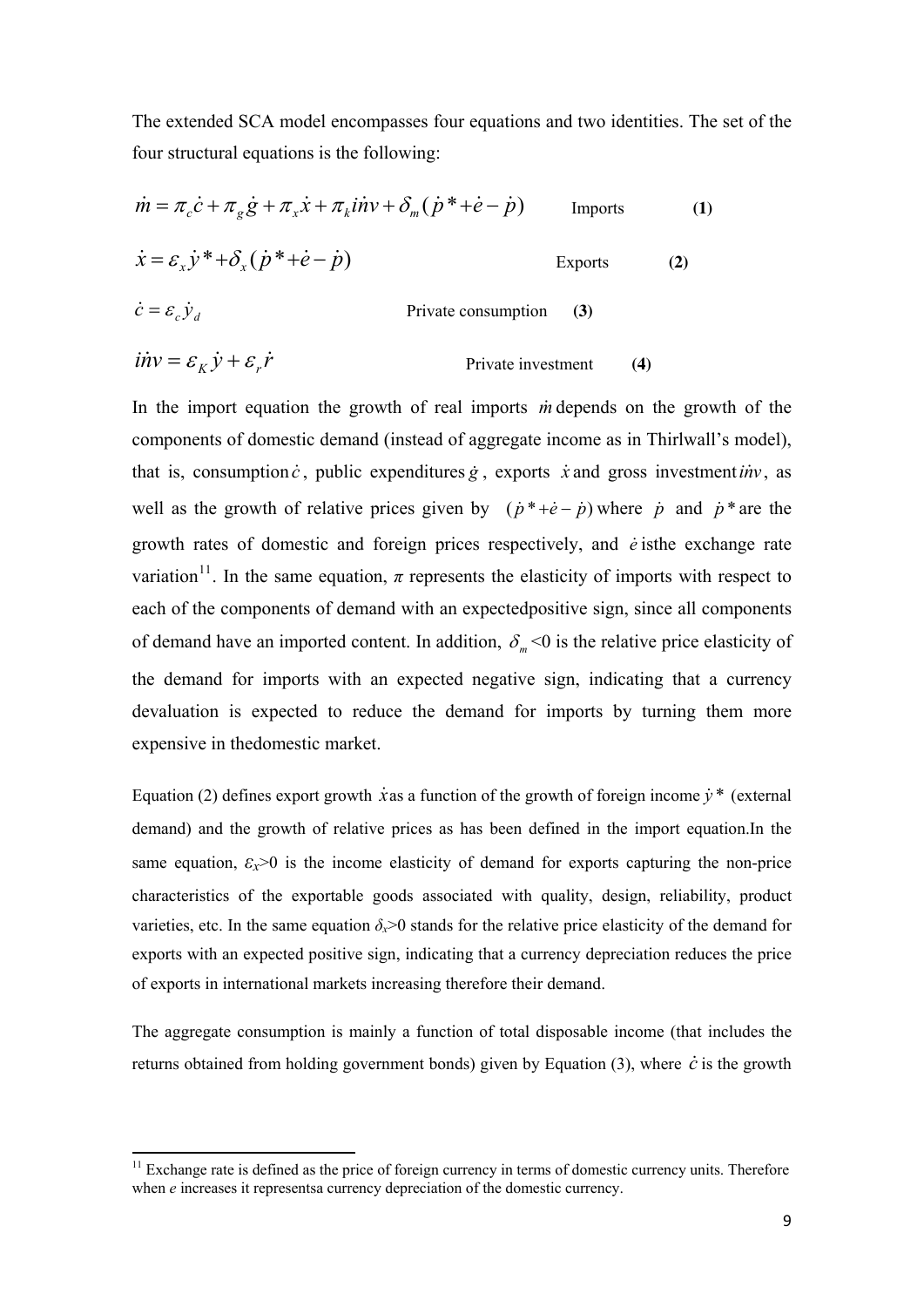The extended SCA model encompasses four equations and two identities. The set of the four structural equations is the following:

$$\dot{m} = \pi_c \dot{c} + \pi_g \dot{g} + \pi_x \dot{x} + \pi_k \dot{inv} + \delta_m (\dot{p}^* + \dot{e} - \dot{p}) \qquad \text{Imports} \qquad \textbf{(1)}$$

$$\dot{x} = \varepsilon_x \dot{y}^* + \delta_x (\dot{p}^* + \dot{e} - \dot{p}) \qquad \text{Exports} \qquad \textbf{(2)}$$

$$\dot{c} = \varepsilon_c \dot{y}_d \qquad \text{Private consumption} \qquad \textbf{(3)}$$

$$\dot{inv} = \varepsilon_K \dot{y} + \varepsilon_r \dot{r} \qquad \text{Private investment} \qquad \textbf{(4)}$$

In the import equation the growth of real imports $\dot{m}$ depends on the growth of the components of domestic demand (instead of aggregate income as in Thirlwall's model), that is, consumption $\dot{c}$, public expenditures $\dot{g}$, exports $\dot{x}$ and gross investment $\dot{inv}$, as well as the growth of relative prices given by $(\dot{p}^* + \dot{e} - \dot{p})$ where $\dot{p}$ and $\dot{p}^*$ are the growth rates of domestic and foreign prices respectively, and $\dot{e}$ isthe exchange rate variation[11]. In the same equation, $\pi$ represents the elasticity of imports with respect to each of the components of demand with an expectedpositive sign, since all components of demand have an imported content. In addition, $\delta_m$<0 is the relative price elasticity of the demand for imports with an expected negative sign, indicating that a currency devaluation is expected to reduce the demand for imports by turning them more expensive in thedomestic market.

Equation (2) defines export growth $\dot{x}$ as a function of the growth of foreign income $\dot{y}^*$ (external demand) and the growth of relative prices as has been defined in the import equation.In the same equation, $\varepsilon_x$>0 is the income elasticity of demand for exports capturing the non-price characteristics of the exportable goods associated with quality, design, reliability, product varieties, etc. In the same equation $\delta_x$>0 stands for the relative price elasticity of the demand for exports with an expected positive sign, indicating that a currency depreciation reduces the price of exports in international markets increasing therefore their demand.

The aggregate consumption is mainly a function of total disposable income (that includes the returns obtained from holding government bonds) given by Equation (3), where $\dot{c}$ is the growth

[11] Exchange rate is defined as the price of foreign currency in terms of domestic currency units. Therefore when $e$ increases it representsa currency depreciation of the domestic currency.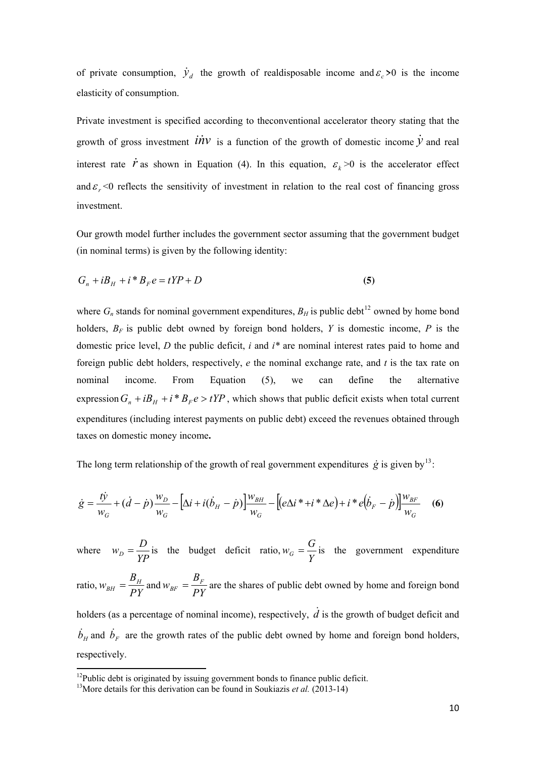of private consumption, $\dot{y}_d$ the growth of realdisposable income and $\varepsilon_c$>0 is the income elasticity of consumption.

Private investment is specified according to theconventional accelerator theory stating that the growth of gross investment $\dot{inv}$ is a function of the growth of domestic income $\dot{y}$ and real interest rate $\dot{r}$ as shown in Equation (4). In this equation, $\varepsilon_k$ >0 is the accelerator effect and $\varepsilon_r$ <0 reflects the sensitivity of investment in relation to the real cost of financing gross investment.

Our growth model further includes the government sector assuming that the government budget (in nominal terms) is given by the following identity:

$$G_n + iB_H + i^* B_F e = tYP + D \qquad \textbf{(5)}$$

where $G_n$ stands for nominal government expenditures, $B_H$ is public debt[12] owned by home bond holders, $B_F$ is public debt owned by foreign bond holders, $Y$ is domestic income, $P$ is the domestic price level, $D$ the public deficit, $i$ and $i^*$ are nominal interest rates paid to home and foreign public debt holders, respectively, $e$ the nominal exchange rate, and $t$ is the tax rate on nominal income. From Equation (5), we can define the alternative expression $G_n + iB_H + i^* B_F e > tYP$, which shows that public deficit exists when total current expenditures (including interest payments on public debt) exceed the revenues obtained through taxes on domestic money income**.**

The long term relationship of the growth of real government expenditures $\dot{g}$ is given by[13]:

$$\dot{g} = \frac{t\dot{y}}{w_G} + (\dot{d} - \dot{p})\frac{w_D}{w_G} - \left[\Delta i + i(\dot{b}_H - \dot{p})\right]\frac{w_{BH}}{w_G} - \left[(e\Delta i^* + i^* \Delta e) + i^* e\left(\dot{b}_F - \dot{p}\right)\right]\frac{w_{BF}}{w_G} \qquad \textbf{(6)}$$

where $w_D = \dfrac{D}{YP}$ is the budget deficit ratio, $w_G = \dfrac{G}{Y}$ is the government expenditure ratio, $w_{BH} = \dfrac{B_H}{PY}$ and $w_{BF} = \dfrac{B_F}{PY}$ are the shares of public debt owned by home and foreign bond holders (as a percentage of nominal income), respectively, $\dot{d}$ is the growth of budget deficit and $\dot{b}_H$ and $\dot{b}_F$ are the growth rates of the public debt owned by home and foreign bond holders, respectively.

[12] Public debt is originated by issuing government bonds to finance public deficit.

[13] More details for this derivation can be found in Soukiazis *et al.* (2013-14)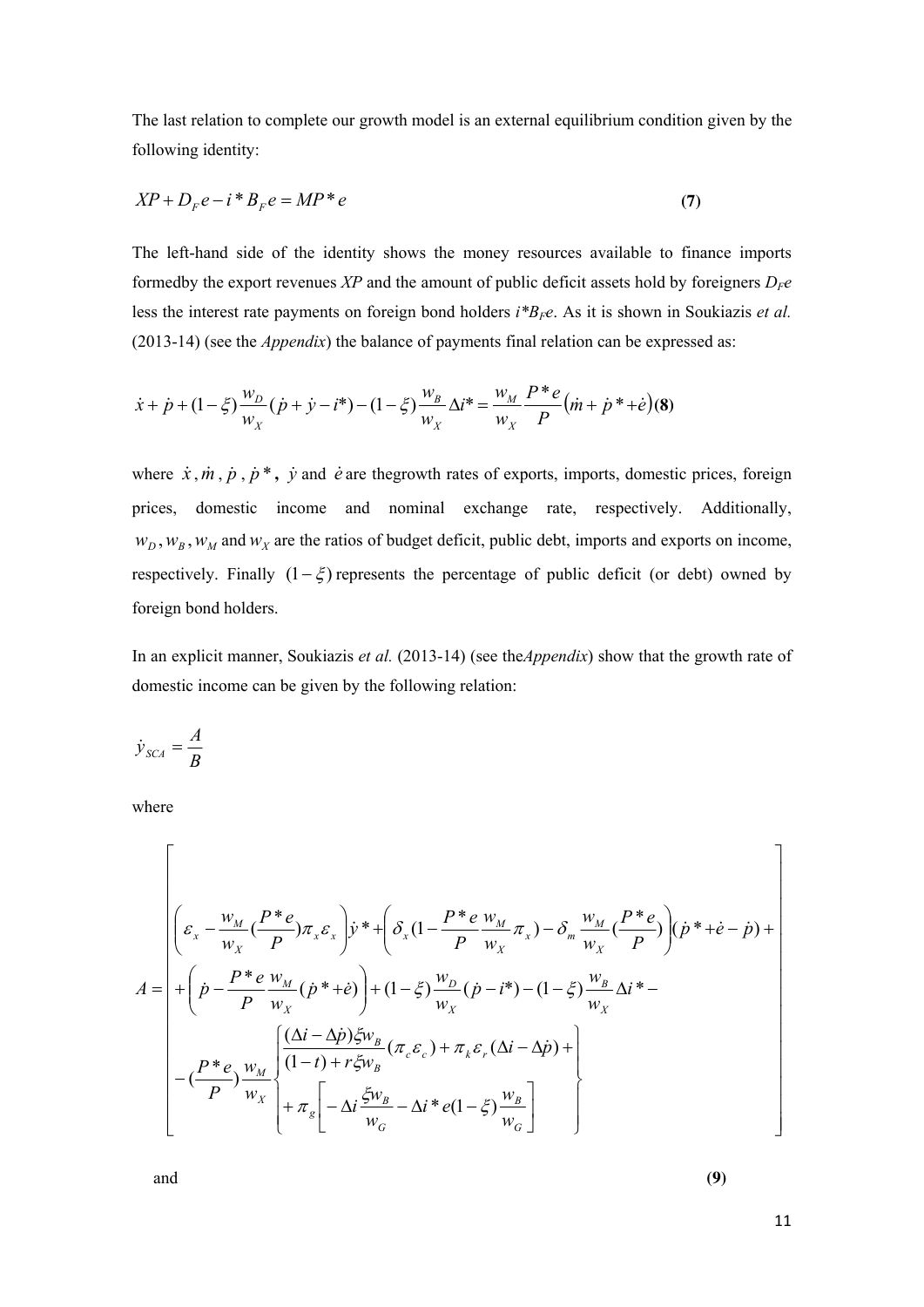The last relation to complete our growth model is an external equilibrium condition given by the following identity:

$$XP + D_F e - i^* B_F e = MP^* e \quad \textbf{(7)}$$

The left-hand side of the identity shows the money resources available to finance imports formedby the export revenues $XP$ and the amount of public deficit assets hold by foreigners $D_F e$ less the interest rate payments on foreign bond holders $i^* B_F e$. As it is shown in Soukiazis *et al.* (2013-14) (see the *Appendix*) the balance of payments final relation can be expressed as:

$$\dot{x} + \dot{p} + (1-\xi)\frac{w_D}{w_X}(\dot{p} + \dot{y} - i^*) - (1-\xi)\frac{w_B}{w_X}\Delta i^* = \frac{w_M}{w_X}\frac{P^* e}{P}\left(\dot{m} + \dot{p}^* + \dot{e}\right) \quad \textbf{(8)}$$

where $\dot{x}, \dot{m}, \dot{p}, \dot{p}^*$, $\dot{y}$ and $\dot{e}$ are thegrowth rates of exports, imports, domestic prices, foreign prices, domestic income and nominal exchange rate, respectively. Additionally, $w_D, w_B, w_M$ and $w_X$ are the ratios of budget deficit, public debt, imports and exports on income, respectively. Finally $(1-\xi)$ represents the percentage of public deficit (or debt) owned by foreign bond holders.

In an explicit manner, Soukiazis *et al.* (2013-14) (see the*Appendix*) show that the growth rate of domestic income can be given by the following relation:

$$\dot{y}_{SCA} = \frac{A}{B}$$

where

$$A = \left[\begin{array}{l} \left(\varepsilon_x - \frac{w_M}{w_X}\left(\frac{P^* e}{P}\right)\pi_x \varepsilon_x\right)\dot{y}^* + \left(\delta_x\left(1 - \frac{P^* e}{P}\frac{w_M}{w_X}\pi_x\right) - \delta_m \frac{w_M}{w_X}\left(\frac{P^* e}{P}\right)\right)(\dot{p}^* + \dot{e} - \dot{p}) + \\ + \left(\dot{p} - \frac{P^* e}{P}\frac{w_M}{w_X}(\dot{p}^* + \dot{e})\right) + (1-\xi)\frac{w_D}{w_X}(\dot{p} - i^*) - (1-\xi)\frac{w_B}{w_X}\Delta i^* - \\ -\left(\frac{P^* e}{P}\right)\frac{w_M}{w_X}\left\{\begin{array}{l} \frac{(\Delta i - \Delta \dot{p})\xi w_B}{(1-t) + r\xi w_B}(\pi_c \varepsilon_c) + \pi_k \varepsilon_r (\Delta i - \Delta \dot{p}) + \\ + \pi_g\left[-\Delta i \frac{\xi w_B}{w_G} - \Delta i^* e(1-\xi)\frac{w_B}{w_G}\right] \end{array}\right\} \end{array}\right]$$

and **(9)**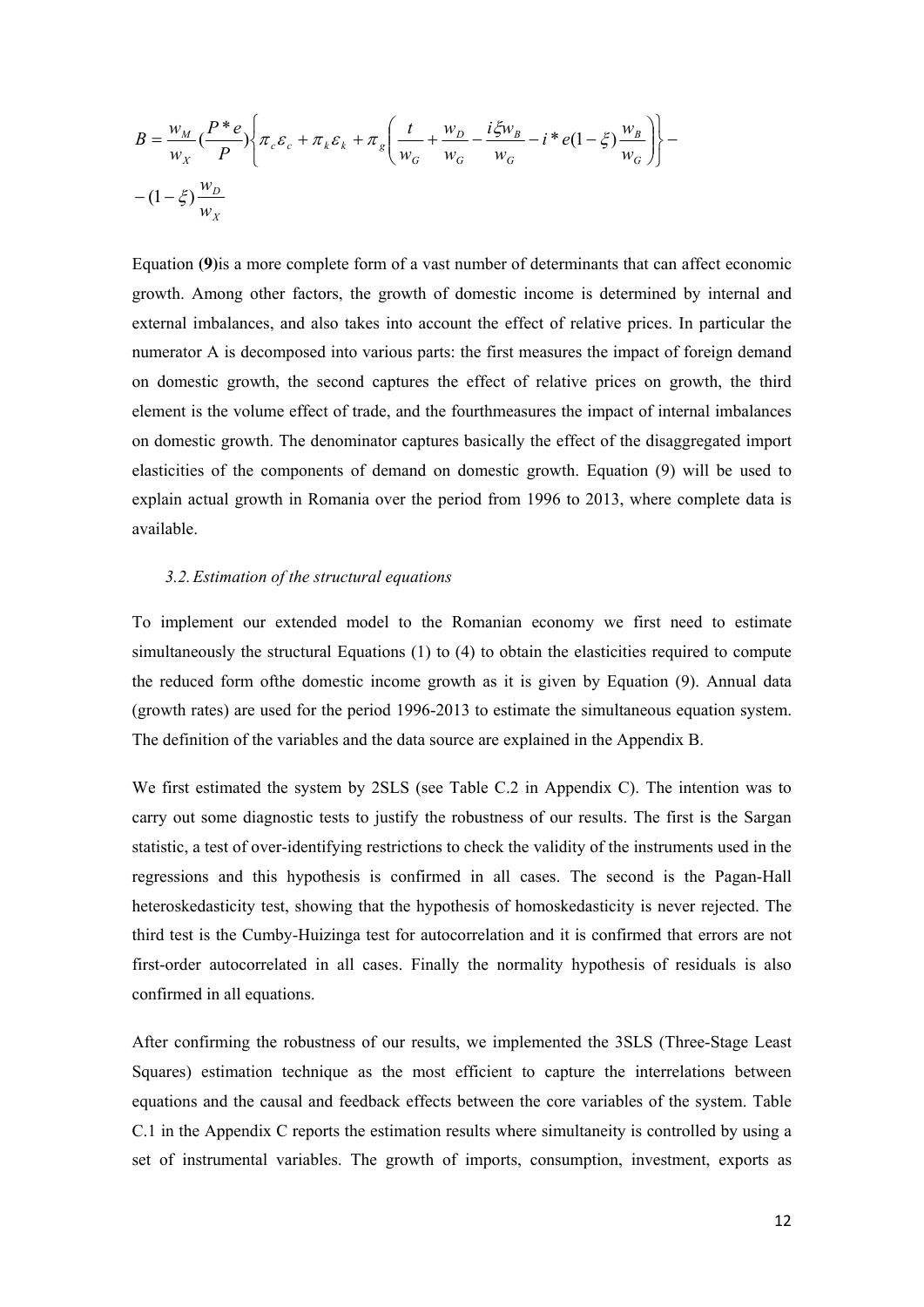$$B = \frac{w_M}{w_X}\left(\frac{P^*e}{P}\right)\left\{\pi_c\varepsilon_c + \pi_k\varepsilon_k + \pi_g\left(\frac{t}{w_G} + \frac{w_D}{w_G} - \frac{i\xi w_B}{w_G} - i^*e(1-\xi)\frac{w_B}{w_G}\right)\right\} -$$

$$-(1-\xi)\frac{w_D}{w_X}$$

Equation **(9)**is a more complete form of a vast number of determinants that can affect economic growth. Among other factors, the growth of domestic income is determined by internal and external imbalances, and also takes into account the effect of relative prices. In particular the numerator A is decomposed into various parts: the first measures the impact of foreign demand on domestic growth, the second captures the effect of relative prices on growth, the third element is the volume effect of trade, and the fourthmeasures the impact of internal imbalances on domestic growth. The denominator captures basically the effect of the disaggregated import elasticities of the components of demand on domestic growth. Equation (9) will be used to explain actual growth in Romania over the period from 1996 to 2013, where complete data is available.

### *3.2. Estimation of the structural equations*

To implement our extended model to the Romanian economy we first need to estimate simultaneously the structural Equations (1) to (4) to obtain the elasticities required to compute the reduced form ofthe domestic income growth as it is given by Equation (9). Annual data (growth rates) are used for the period 1996-2013 to estimate the simultaneous equation system. The definition of the variables and the data source are explained in the Appendix B.

We first estimated the system by 2SLS (see Table C.2 in Appendix C). The intention was to carry out some diagnostic tests to justify the robustness of our results. The first is the Sargan statistic, a test of over-identifying restrictions to check the validity of the instruments used in the regressions and this hypothesis is confirmed in all cases. The second is the Pagan-Hall heteroskedasticity test, showing that the hypothesis of homoskedasticity is never rejected. The third test is the Cumby-Huizinga test for autocorrelation and it is confirmed that errors are not first-order autocorrelated in all cases. Finally the normality hypothesis of residuals is also confirmed in all equations.

After confirming the robustness of our results, we implemented the 3SLS (Three-Stage Least Squares) estimation technique as the most efficient to capture the interrelations between equations and the causal and feedback effects between the core variables of the system. Table C.1 in the Appendix C reports the estimation results where simultaneity is controlled by using a set of instrumental variables. The growth of imports, consumption, investment, exports as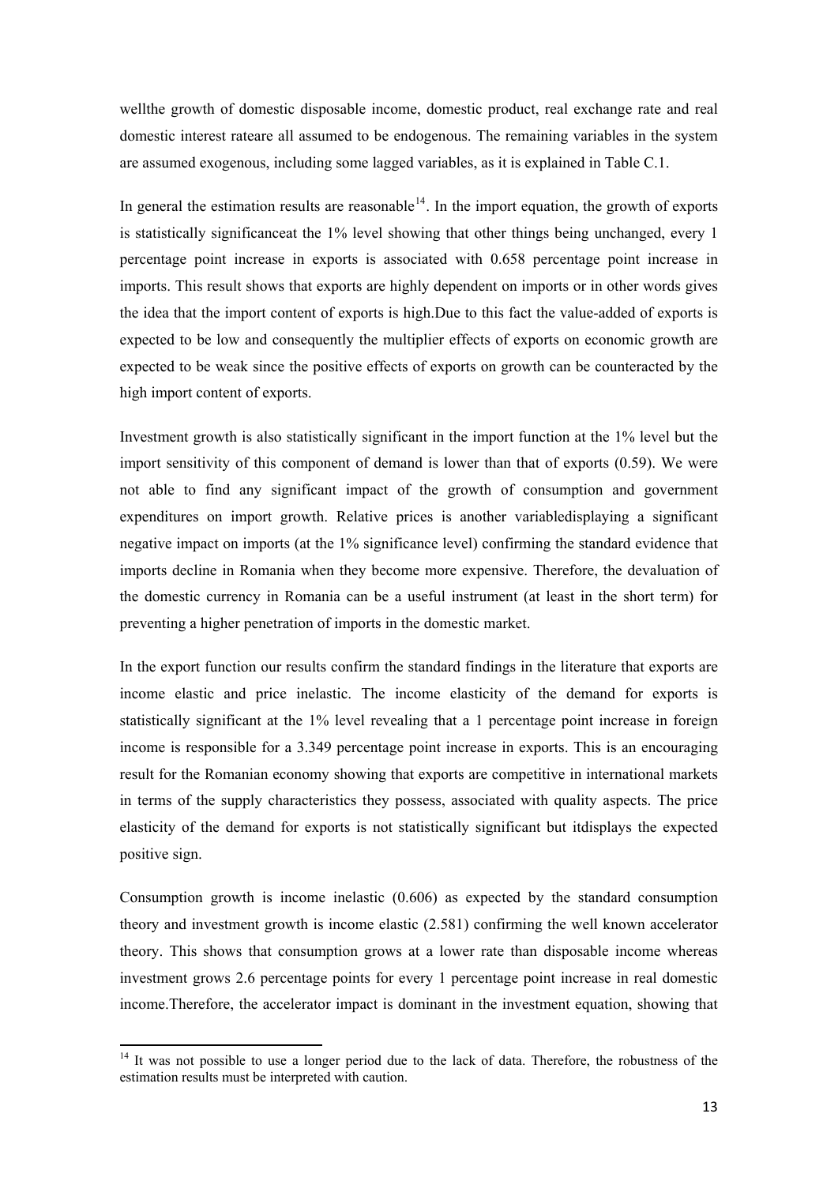wellthe growth of domestic disposable income, domestic product, real exchange rate and real domestic interest rateare all assumed to be endogenous. The remaining variables in the system are assumed exogenous, including some lagged variables, as it is explained in Table C.1.

In general the estimation results are reasonable[14]. In the import equation, the growth of exports is statistically significanceat the 1% level showing that other things being unchanged, every 1 percentage point increase in exports is associated with 0.658 percentage point increase in imports. This result shows that exports are highly dependent on imports or in other words gives the idea that the import content of exports is high.Due to this fact the value-added of exports is expected to be low and consequently the multiplier effects of exports on economic growth are expected to be weak since the positive effects of exports on growth can be counteracted by the high import content of exports.

Investment growth is also statistically significant in the import function at the 1% level but the import sensitivity of this component of demand is lower than that of exports (0.59). We were not able to find any significant impact of the growth of consumption and government expenditures on import growth. Relative prices is another variabledisplaying a significant negative impact on imports (at the 1% significance level) confirming the standard evidence that imports decline in Romania when they become more expensive. Therefore, the devaluation of the domestic currency in Romania can be a useful instrument (at least in the short term) for preventing a higher penetration of imports in the domestic market.

In the export function our results confirm the standard findings in the literature that exports are income elastic and price inelastic. The income elasticity of the demand for exports is statistically significant at the 1% level revealing that a 1 percentage point increase in foreign income is responsible for a 3.349 percentage point increase in exports. This is an encouraging result for the Romanian economy showing that exports are competitive in international markets in terms of the supply characteristics they possess, associated with quality aspects. The price elasticity of the demand for exports is not statistically significant but itdisplays the expected positive sign.

Consumption growth is income inelastic (0.606) as expected by the standard consumption theory and investment growth is income elastic (2.581) confirming the well known accelerator theory. This shows that consumption grows at a lower rate than disposable income whereas investment grows 2.6 percentage points for every 1 percentage point increase in real domestic income.Therefore, the accelerator impact is dominant in the investment equation, showing that

[14] It was not possible to use a longer period due to the lack of data. Therefore, the robustness of the estimation results must be interpreted with caution.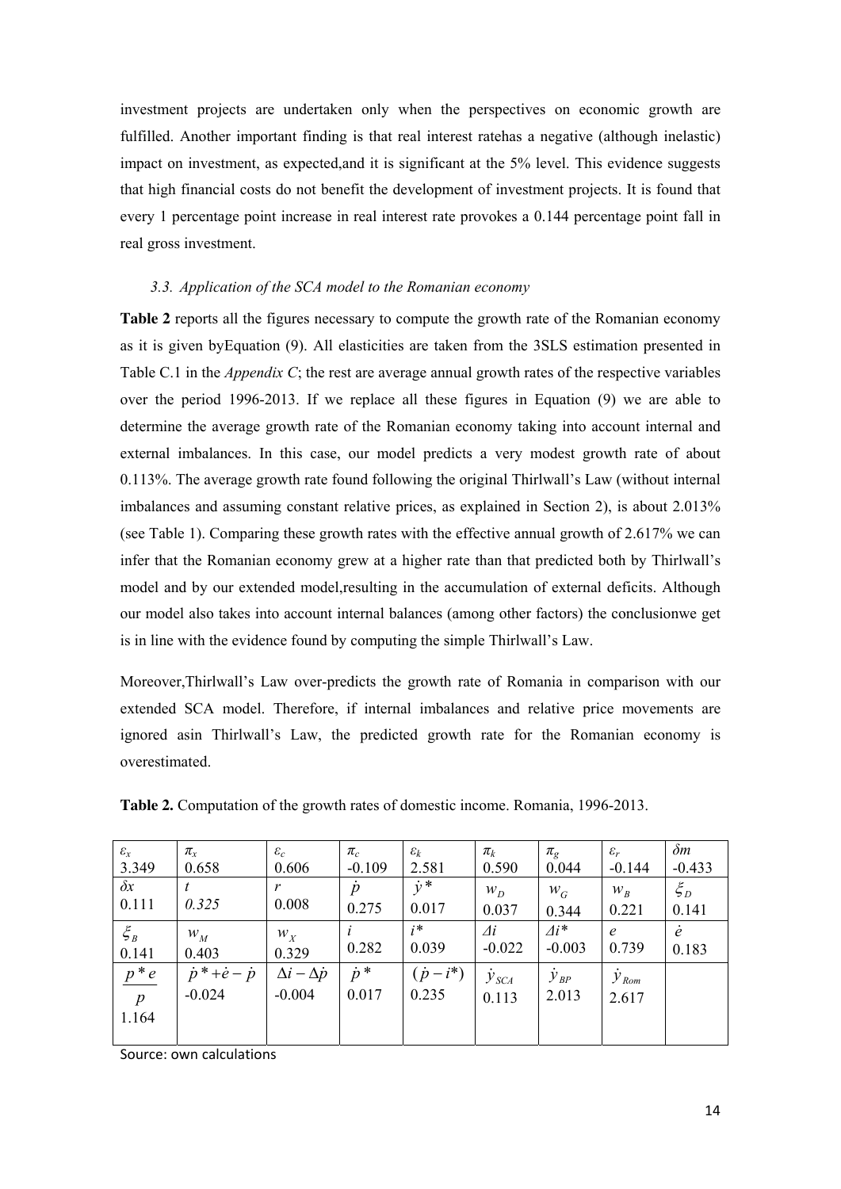investment projects are undertaken only when the perspectives on economic growth are fulfilled. Another important finding is that real interest ratehas a negative (although inelastic) impact on investment, as expected,and it is significant at the 5% level. This evidence suggests that high financial costs do not benefit the development of investment projects. It is found that every 1 percentage point increase in real interest rate provokes a 0.144 percentage point fall in real gross investment.

### *3.3. Application of the SCA model to the Romanian economy*

**Table 2** reports all the figures necessary to compute the growth rate of the Romanian economy as it is given byEquation (9). All elasticities are taken from the 3SLS estimation presented in Table C.1 in the *Appendix C*; the rest are average annual growth rates of the respective variables over the period 1996-2013. If we replace all these figures in Equation (9) we are able to determine the average growth rate of the Romanian economy taking into account internal and external imbalances. In this case, our model predicts a very modest growth rate of about 0.113%. The average growth rate found following the original Thirlwall's Law (without internal imbalances and assuming constant relative prices, as explained in Section 2), is about 2.013% (see Table 1). Comparing these growth rates with the effective annual growth of 2.617% we can infer that the Romanian economy grew at a higher rate than that predicted both by Thirlwall's model and by our extended model,resulting in the accumulation of external deficits. Although our model also takes into account internal balances (among other factors) the conclusionwe get is in line with the evidence found by computing the simple Thirlwall's Law.

Moreover,Thirlwall's Law over-predicts the growth rate of Romania in comparison with our extended SCA model. Therefore, if internal imbalances and relative price movements are ignored asin Thirlwall's Law, the predicted growth rate for the Romanian economy is overestimated.

**Table 2.** Computation of the growth rates of domestic income. Romania, 1996-2013.

| $\varepsilon_x$ | $\pi_x$ | $\varepsilon_c$ | $\pi_c$ | $\varepsilon_k$ | $\pi_k$ | $\pi_g$ | $\varepsilon_r$ | $\delta m$ |
|---|---|---|---|---|---|---|---|---|
| 3.349 | 0.658 | 0.606 | -0.109 | 2.581 | 0.590 | 0.044 | -0.144 | -0.433 |
| $\delta x$ | $t$ | $r$ | $\dot{p}$ | $\dot{y}^*$ | $w_D$ | $w_G$ | $w_B$ | $\xi_D$ |
| 0.111 | 0.325 | 0.008 | 0.275 | 0.017 | 0.037 | 0.344 | 0.221 | 0.141 |
| $\xi_B$ | $w_M$ | $w_X$ | $i$ | $i^*$ | $\Delta i$ | $\Delta i^*$ | $e$ | $\dot{e}$ |
| 0.141 | 0.403 | 0.329 | 0.282 | 0.039 | -0.022 | -0.003 | 0.739 | 0.183 |
| $\frac{p^* e}{p}$ | $\dot{p}^* + \dot{e} - \dot{p}$ | $\Delta i - \Delta \dot{p}$ | $\dot{p}^*$ | $(\dot{p} - i^*)$ | $\dot{y}_{SCA}$ | $\dot{y}_{BP}$ | $\dot{y}_{Rom}$ | |
| 1.164 | -0.024 | -0.004 | 0.017 | 0.235 | 0.113 | 2.013 | 2.617 | |

Source: own calculations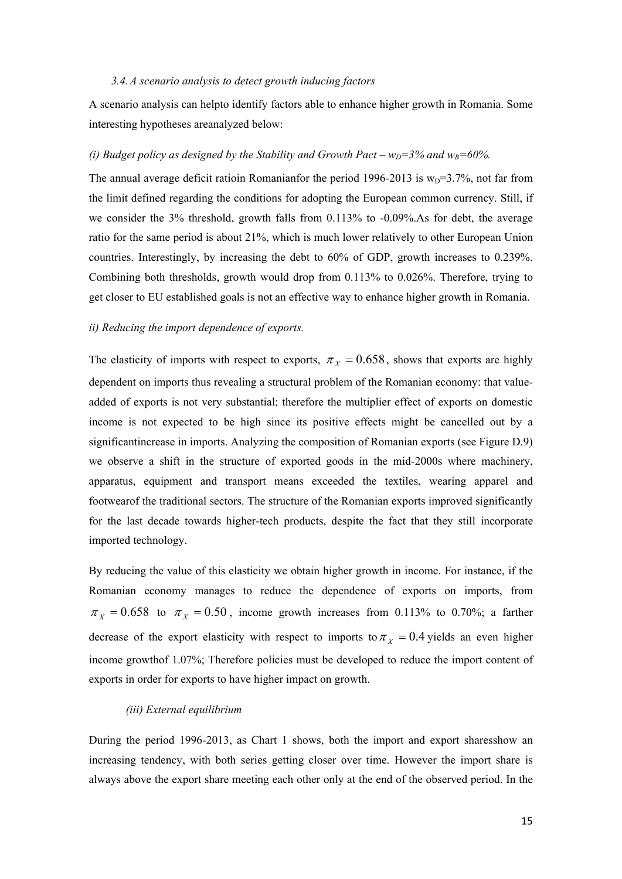### 3.4. A scenario analysis to detect growth inducing factors

A scenario analysis can helpto identify factors able to enhance higher growth in Romania. Some interesting hypotheses areanalyzed below:

*(i) Budget policy as designed by the Stability and Growth Pact – $w_D$=3% and $w_B$=60%.*

The annual average deficit ratioin Romanianfor the period 1996-2013 is $w_D$=3.7%, not far from the limit defined regarding the conditions for adopting the European common currency. Still, if we consider the 3% threshold, growth falls from 0.113% to -0.09%.As for debt, the average ratio for the same period is about 21%, which is much lower relatively to other European Union countries. Interestingly, by increasing the debt to 60% of GDP, growth increases to 0.239%. Combining both thresholds, growth would drop from 0.113% to 0.026%. Therefore, trying to get closer to EU established goals is not an effective way to enhance higher growth in Romania.

*ii) Reducing the import dependence of exports.*

The elasticity of imports with respect to exports, $\pi_X = 0.658$, shows that exports are highly dependent on imports thus revealing a structural problem of the Romanian economy: that value-added of exports is not very substantial; therefore the multiplier effect of exports on domestic income is not expected to be high since its positive effects might be cancelled out by a significantincrease in imports. Analyzing the composition of Romanian exports (see Figure D.9) we observe a shift in the structure of exported goods in the mid-2000s where machinery, apparatus, equipment and transport means exceeded the textiles, wearing apparel and footwearof the traditional sectors. The structure of the Romanian exports improved significantly for the last decade towards higher-tech products, despite the fact that they still incorporate imported technology.

By reducing the value of this elasticity we obtain higher growth in income. For instance, if the Romanian economy manages to reduce the dependence of exports on imports, from $\pi_X = 0.658$ to $\pi_X = 0.50$, income growth increases from 0.113% to 0.70%; a farther decrease of the export elasticity with respect to imports to $\pi_X = 0.4$ yields an even higher income growthof 1.07%; Therefore policies must be developed to reduce the import content of exports in order for exports to have higher impact on growth.

*(iii) External equilibrium*

During the period 1996-2013, as Chart 1 shows, both the import and export sharesshow an increasing tendency, with both series getting closer over time. However the import share is always above the export share meeting each other only at the end of the observed period. In the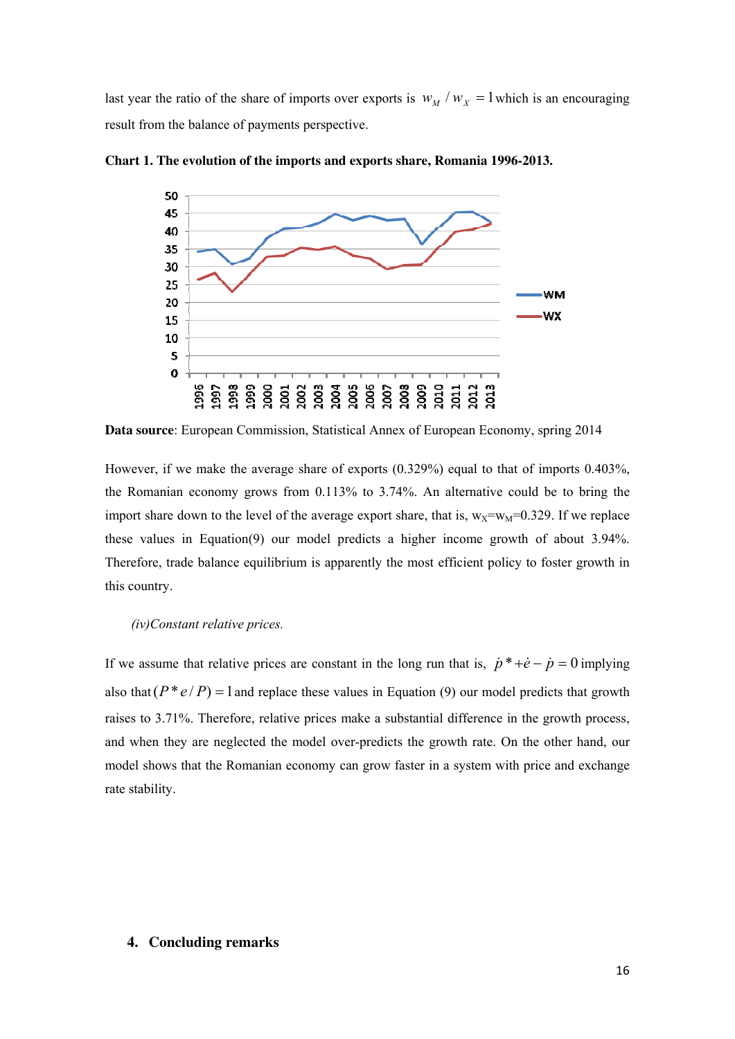last year the ratio of the share of imports over exports is $w_M / w_X = 1$ which is an encouraging result from the balance of payments perspective.

**Chart 1. The evolution of the imports and exports share, Romania 1996-2013.**

**Data source**: European Commission, Statistical Annex of European Economy, spring 2014

However, if we make the average share of exports (0.329%) equal to that of imports 0.403%, the Romanian economy grows from 0.113% to 3.74%. An alternative could be to bring the import share down to the level of the average export share, that is, $w_X = w_M = 0.329$. If we replace these values in Equation(9) our model predicts a higher income growth of about 3.94%. Therefore, trade balance equilibrium is apparently the most efficient policy to foster growth in this country.

*(iv)Constant relative prices.*

If we assume that relative prices are constant in the long run that is, $\dot{p}^* + \dot{e} - \dot{p} = 0$ implying also that $(P^* e / P) = 1$ and replace these values in Equation (9) our model predicts that growth raises to 3.71%. Therefore, relative prices make a substantial difference in the growth process, and when they are neglected the model over-predicts the growth rate. On the other hand, our model shows that the Romanian economy can grow faster in a system with price and exchange rate stability.

## 4. Concluding remarks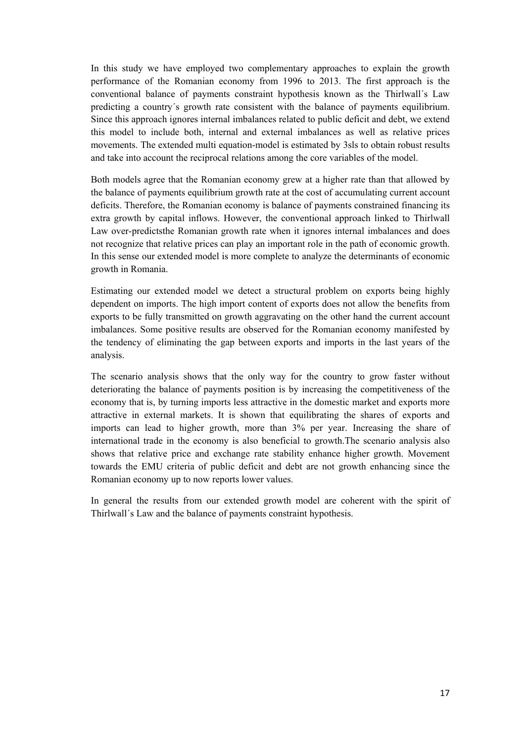In this study we have employed two complementary approaches to explain the growth performance of the Romanian economy from 1996 to 2013. The first approach is the conventional balance of payments constraint hypothesis known as the Thirlwall´s Law predicting a country´s growth rate consistent with the balance of payments equilibrium. Since this approach ignores internal imbalances related to public deficit and debt, we extend this model to include both, internal and external imbalances as well as relative prices movements. The extended multi equation-model is estimated by 3sls to obtain robust results and take into account the reciprocal relations among the core variables of the model.

Both models agree that the Romanian economy grew at a higher rate than that allowed by the balance of payments equilibrium growth rate at the cost of accumulating current account deficits. Therefore, the Romanian economy is balance of payments constrained financing its extra growth by capital inflows. However, the conventional approach linked to Thirlwall Law over-predictsthe Romanian growth rate when it ignores internal imbalances and does not recognize that relative prices can play an important role in the path of economic growth. In this sense our extended model is more complete to analyze the determinants of economic growth in Romania.

Estimating our extended model we detect a structural problem on exports being highly dependent on imports. The high import content of exports does not allow the benefits from exports to be fully transmitted on growth aggravating on the other hand the current account imbalances. Some positive results are observed for the Romanian economy manifested by the tendency of eliminating the gap between exports and imports in the last years of the analysis.

The scenario analysis shows that the only way for the country to grow faster without deteriorating the balance of payments position is by increasing the competitiveness of the economy that is, by turning imports less attractive in the domestic market and exports more attractive in external markets. It is shown that equilibrating the shares of exports and imports can lead to higher growth, more than 3% per year. Increasing the share of international trade in the economy is also beneficial to growth.The scenario analysis also shows that relative price and exchange rate stability enhance higher growth. Movement towards the EMU criteria of public deficit and debt are not growth enhancing since the Romanian economy up to now reports lower values.

In general the results from our extended growth model are coherent with the spirit of Thirlwall´s Law and the balance of payments constraint hypothesis.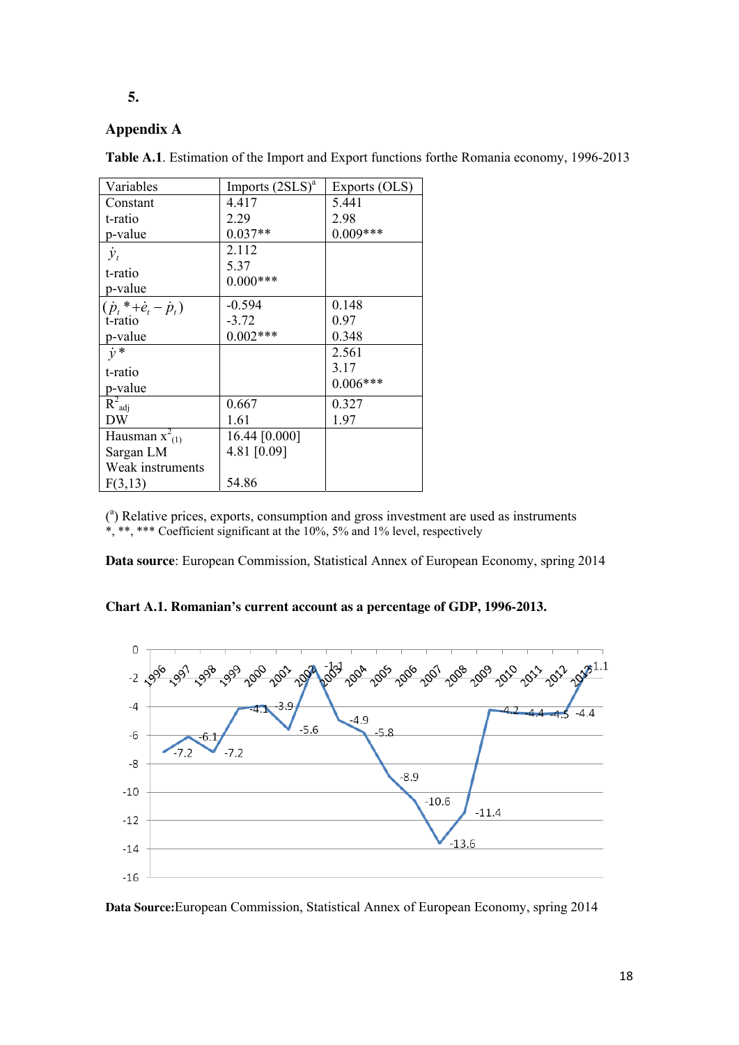**5.**

## Appendix A

**Table A.1**. Estimation of the Import and Export functions forthe Romania economy, 1996-2013

| Variables | Imports (2SLS)[a] | Exports (OLS) |
|---|---|---|
| Constant | 4.417 | 5.441 |
| t-ratio | 2.29 | 2.98 |
| p-value | 0.037** | 0.009*** |
| $\dot{y}_t$ | 2.112 | |
| t-ratio | 5.37 | |
| p-value | 0.000*** | |
| $(\dot{p}_t * + \dot{e}_t - \dot{p}_t)$ | -0.594 | 0.148 |
| t-ratio | -3.72 | 0.97 |
| p-value | 0.002*** | 0.348 |
| $\dot{y}*$ | | 2.561 |
| t-ratio | | 3.17 |
| p-value | | 0.006*** |
| $R^2_{adj}$ | 0.667 | 0.327 |
| DW | 1.61 | 1.97 |
| Hausman $x^2_{(1)}$ | 16.44 [0.000] | |
| Sargan LM | 4.81 [0.09] | |
| Weak instruments $F(3,13)$ | 54.86 | |

([a]) Relative prices, exports, consumption and gross investment are used as instruments
*, **, *** Coefficient significant at the 10%, 5% and 1% level, respectively

**Data source**: European Commission, Statistical Annex of European Economy, spring 2014

**Chart A.1. Romanian's current account as a percentage of GDP, 1996-2013.**

| Year | 1996 | 1997 | 1998 | 1999 | 2000 | 2001 | 2002 | 2003 | 2004 | 2005 | 2006 | 2007 | 2008 | 2009 | 2010 | 2011 | 2012 | 2013 |
|---|---|---|---|---|---|---|---|---|---|---|---|---|---|---|---|---|---|---|
| Current account (% of GDP) | -7.2 | -6.1 | -7.2 | -4.1 | -3.9 | -5.6 | -1.1 | -4.9 | -5.8 | -8.9 | -10.6 | -13.6 | -11.4 | -4.2 | -4.4 | -4.5 | -4.4 | -1.1 |

**Data Source:**European Commission, Statistical Annex of European Economy, spring 2014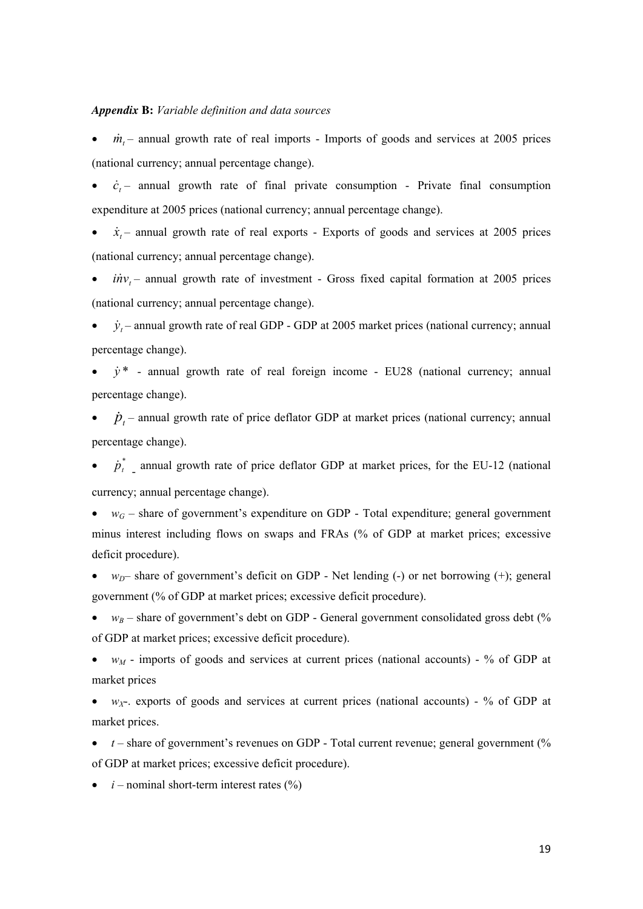***Appendix* B:** *Variable definition and data sources*

- $\dot{m}_t$ – annual growth rate of real imports - Imports of goods and services at 2005 prices (national currency; annual percentage change).
- $\dot{c}_t$ – annual growth rate of final private consumption - Private final consumption expenditure at 2005 prices (national currency; annual percentage change).
- $\dot{x}_t$ – annual growth rate of real exports - Exports of goods and services at 2005 prices (national currency; annual percentage change).
- $i\dot{n}v_t$ – annual growth rate of investment - Gross fixed capital formation at 2005 prices (national currency; annual percentage change).
- $\dot{y}_t$ – annual growth rate of real GDP - GDP at 2005 market prices (national currency; annual percentage change).
- $\dot{y}*$ - annual growth rate of real foreign income - EU28 (national currency; annual percentage change).
- $\dot{p}_t$ – annual growth rate of price deflator GDP at market prices (national currency; annual percentage change).
- $\dot{p}_t^*$ - annual growth rate of price deflator GDP at market prices, for the EU-12 (national currency; annual percentage change).
- $w_G$ – share of government's expenditure on GDP - Total expenditure; general government minus interest including flows on swaps and FRAs (% of GDP at market prices; excessive deficit procedure).
- $w_D$– share of government's deficit on GDP - Net lending (-) or net borrowing (+); general government (% of GDP at market prices; excessive deficit procedure).
- $w_B$ – share of government's debt on GDP - General government consolidated gross debt (% of GDP at market prices; excessive deficit procedure).
- $w_M$ - imports of goods and services at current prices (national accounts) - % of GDP at market prices
- $w_X$-. exports of goods and services at current prices (national accounts) - % of GDP at market prices.
- $t$ – share of government's revenues on GDP - Total current revenue; general government (% of GDP at market prices; excessive deficit procedure).
- $i$ – nominal short-term interest rates (%)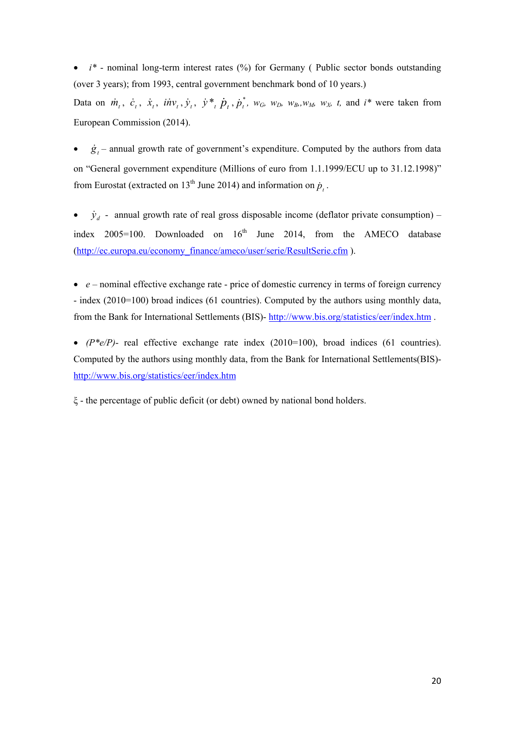- $i^*$ - nominal long-term interest rates (%) for Germany ( Public sector bonds outstanding (over 3 years); from 1993, central government benchmark bond of 10 years.)

Data on $\dot{m}_t$, $\dot{c}_t$, $\dot{x}_t$, $i\dot{n}v_t$, $\dot{y}_t$, $\dot{y}^*_t$ $\dot{p}_t$, $\dot{p}^*_t$, $w_G$, $w_D$, $w_B$, $w_M$, $w_X$, $t$, and $i^*$ were taken from European Commission (2014).

- $\dot{g}_t$ – annual growth rate of government's expenditure. Computed by the authors from data on "General government expenditure (Millions of euro from 1.1.1999/ECU up to 31.12.1998)" from Eurostat (extracted on 13th June 2014) and information on $\dot{p}_t$ .

- $\dot{y}_d$ - annual growth rate of real gross disposable income (deflator private consumption) – index 2005=100. Downloaded on 16th June 2014, from the AMECO database (http://ec.europa.eu/economy_finance/ameco/user/serie/ResultSerie.cfm ).

- $e$ – nominal effective exchange rate - price of domestic currency in terms of foreign currency - index (2010=100) broad indices (61 countries). Computed by the authors using monthly data, from the Bank for International Settlements (BIS)- http://www.bis.org/statistics/eer/index.htm .

- *(P\*e/P)*- real effective exchange rate index (2010=100), broad indices (61 countries). Computed by the authors using monthly data, from the Bank for International Settlements(BIS)- http://www.bis.org/statistics/eer/index.htm

$\xi$ - the percentage of public deficit (or debt) owned by national bond holders.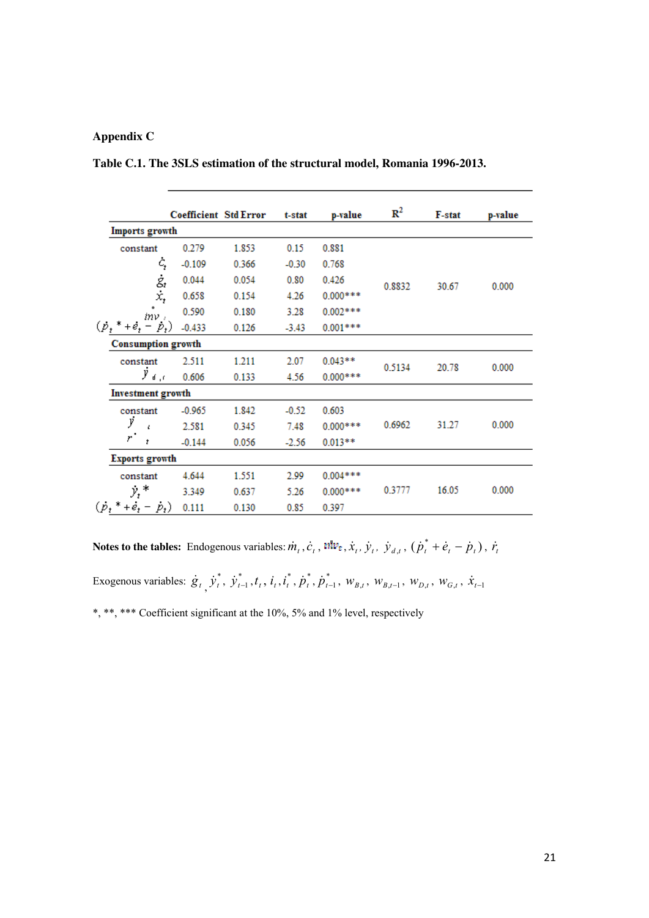## Appendix C

**Table C.1. The 3SLS estimation of the structural model, Romania 1996-2013.**

| | Coefficient | Std Error | t-stat | p-value | $R^2$ | F-stat | p-value |
|---|---|---|---|---|---|---|---|
| **Imports growth** | | | | | | | |
| constant | 0.279 | 1.853 | 0.15 | 0.881 | 0.8832 | 30.67 | 0.000 |
| $\dot{c}_t$ | -0.109 | 0.366 | -0.30 | 0.768 | | | |
| $\dot{g}_t$ | 0.044 | 0.054 | 0.80 | 0.426 | | | |
| $\dot{x}_t$ | 0.658 | 0.154 | 4.26 | 0.000*** | | | |
| $\dot{inv}_t$ | 0.590 | 0.180 | 3.28 | 0.002*** | | | |
| $(\dot{p}_t^* + \dot{e}_t - \dot{p}_t)$ | -0.433 | 0.126 | -3.43 | 0.001*** | | | |
| **Consumption growth** | | | | | | | |
| constant | 2.511 | 1.211 | 2.07 | 0.043** | 0.5134 | 20.78 | 0.000 |
| $\dot{y}_{d,t}$ | 0.606 | 0.133 | 4.56 | 0.000*** | | | |
| **Investment growth** | | | | | | | |
| constant | -0.965 | 1.842 | -0.52 | 0.603 | 0.6962 | 31.27 | 0.000 |
| $\dot{y}_t$ | 2.581 | 0.345 | 7.48 | 0.000*** | | | |
| $\dot{r}_t$ | -0.144 | 0.056 | -2.56 | 0.013** | | | |
| **Exports growth** | | | | | | | |
| constant | 4.644 | 1.551 | 2.99 | 0.004*** | 0.3777 | 16.05 | 0.000 |
| $\dot{y}_t^*$ | 3.349 | 0.637 | 5.26 | 0.000*** | | | |
| $(\dot{p}_t^* + \dot{e}_t - \dot{p}_t)$ | 0.111 | 0.130 | 0.85 | 0.397 | | | |

**Notes to the tables:** Endogenous variables: $\dot{m}_t, \dot{c}_t, \dot{inv}_t, \dot{x}_t, \dot{y}_t, \dot{y}_{d,t}, (\dot{p}_t^* + \dot{e}_t - \dot{p}_t), \dot{r}_t$

Exogenous variables: $\dot{g}_t, \dot{y}_t^*, \dot{y}_{t-1}^*, t_t, i_t, i_t^*, \dot{p}_t^*, \dot{p}_{t-1}^*, w_{B,t}, w_{B,t-1}, w_{D,t}, w_{G,t}, \dot{x}_{t-1}$

*, **, *** Coefficient significant at the 10%, 5% and 1% level, respectively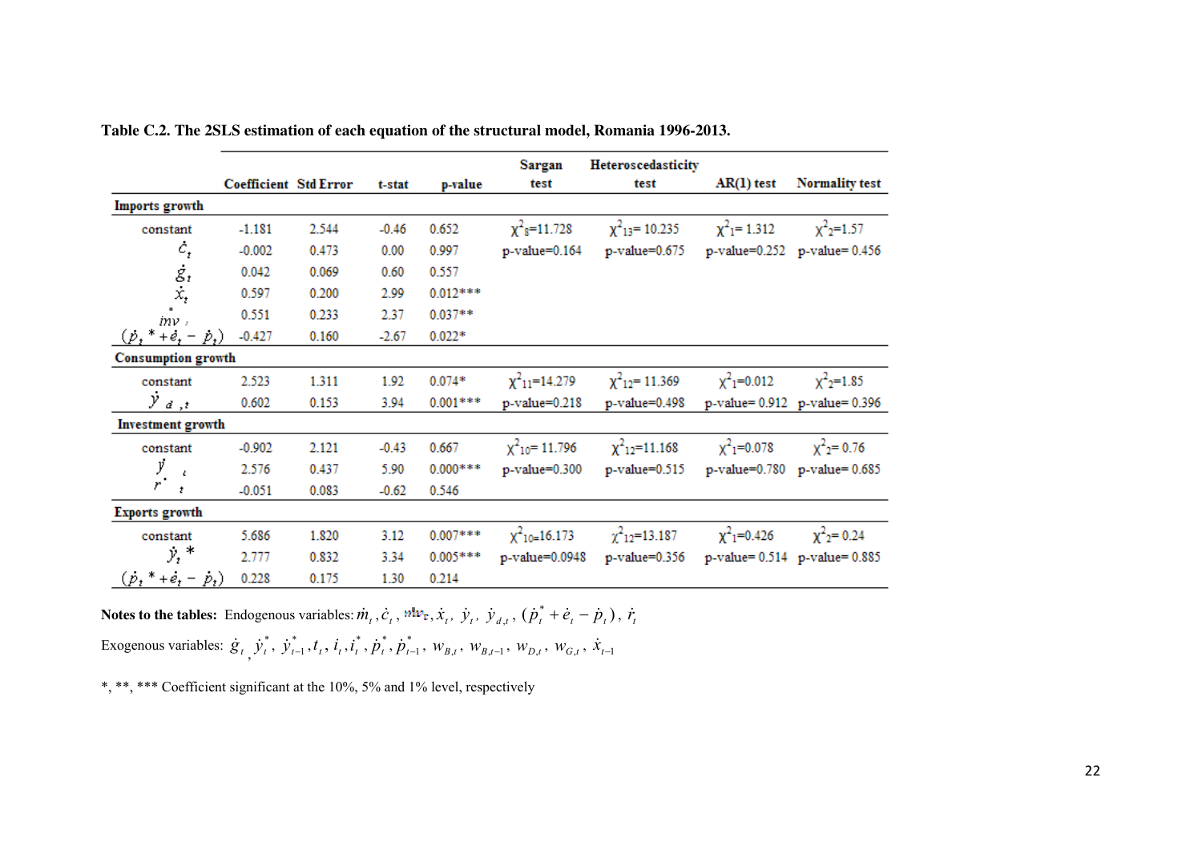**Table C.2. The 2SLS estimation of each equation of the structural model, Romania 1996-2013.**

| | Coefficient | Std Error | t-stat | p-value | Sargan test | Heteroscedasticity test | AR(1) test | Normality test |
|---|---|---|---|---|---|---|---|---|
| **Imports growth** | | | | | | | | |
| constant | -1.181 | 2.544 | -0.46 | 0.652 | $\chi^2_8$=11.728 | $\chi^2_{13}$= 10.235 | $\chi^2_1$= 1.312 | $\chi^2_2$=1.57 |
| $\dot{c}_t$ | -0.002 | 0.473 | 0.00 | 0.997 | p-value=0.164 | p-value=0.675 | p-value=0.252 | p-value= 0.456 |
| $\dot{g}_t$ | 0.042 | 0.069 | 0.60 | 0.557 | | | | |
| $\dot{x}_t$ | 0.597 | 0.200 | 2.99 | 0.012*** | | | | |
| $\dot{inv}_t$ | 0.551 | 0.233 | 2.37 | 0.037** | | | | |
| $(\dot{p}_t * + \dot{e}_t - \dot{p}_t)$ | -0.427 | 0.160 | -2.67 | 0.022* | | | | |
| **Consumption growth** | | | | | | | | |
| constant | 2.523 | 1.311 | 1.92 | 0.074* | $\chi^2_{11}$=14.279 | $\chi^2_{12}$= 11.369 | $\chi^2_1$=0.012 | $\chi^2_2$=1.85 |
| $\dot{y}_{d,t}$ | 0.602 | 0.153 | 3.94 | 0.001*** | p-value=0.218 | p-value=0.498 | p-value= 0.912 | p-value= 0.396 |
| **Investment growth** | | | | | | | | |
| constant | -0.902 | 2.121 | -0.43 | 0.667 | $\chi^2_{10}$= 11.796 | $\chi^2_{12}$=11.168 | $\chi^2_1$=0.078 | $\chi^2_2$= 0.76 |
| $\dot{y}_t$ | 2.576 | 0.437 | 5.90 | 0.000*** | p-value=0.300 | p-value=0.515 | p-value=0.780 | p-value= 0.685 |
| $\dot{r}_t$ | -0.051 | 0.083 | -0.62 | 0.546 | | | | |
| **Exports growth** | | | | | | | | |
| constant | 5.686 | 1.820 | 3.12 | 0.007*** | $\chi^2_{10}$=16.173 | $\chi^2_{12}$=13.187 | $\chi^2_1$=0.426 | $\chi^2_2$= 0.24 |
| $\dot{y}_t *$ | 2.777 | 0.832 | 3.34 | 0.005*** | p-value=0.0948 | p-value=0.356 | p-value= 0.514 | p-value= 0.885 |
| $(\dot{p}_t * + \dot{e}_t - \dot{p}_t)$ | 0.228 | 0.175 | 1.30 | 0.214 | | | | |

**Notes to the tables:** Endogenous variables: $\dot{m}_t, \dot{c}_t, \dot{inv}_t, \dot{x}_t, \dot{y}_t, \dot{y}_{d,t}, (\dot{p}_t^* + \dot{e}_t - \dot{p}_t), \dot{r}_t$

Exogenous variables: $\dot{g}_t, \dot{y}_t^*, \dot{y}_{t-1}^*, t_t, i_t, i_t^*, \dot{p}_t^*, \dot{p}_{t-1}^*, w_{B,t}, w_{B,t-1}, w_{D,t}, w_{G,t}, \dot{x}_{t-1}$

*, **, *** Coefficient significant at the 10%, 5% and 1% level, respectively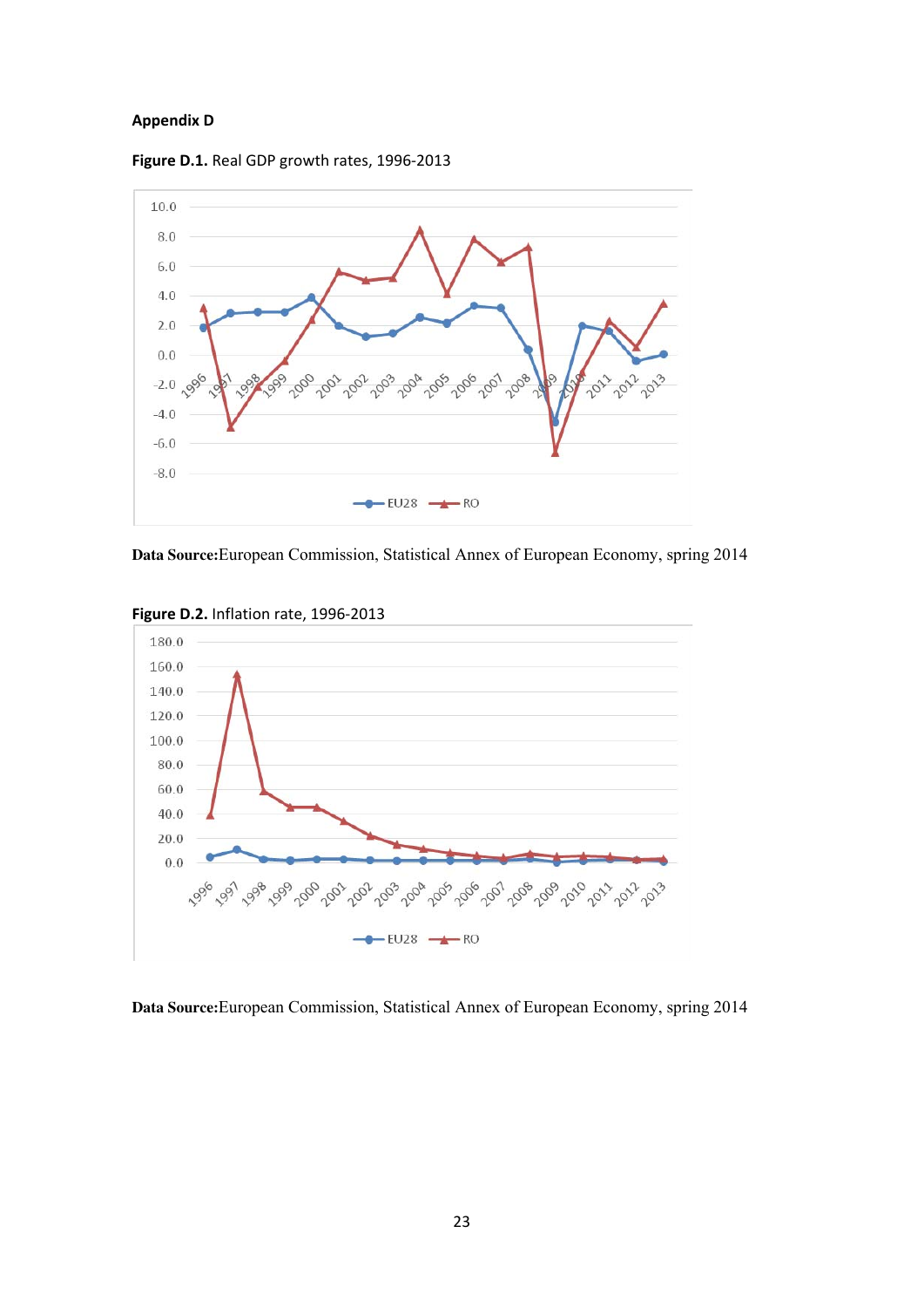**Appendix D**

**Figure D.1.** Real GDP growth rates, 1996-2013

**Data Source:** European Commission, Statistical Annex of European Economy, spring 2014

**Figure D.2.** Inflation rate, 1996-2013

**Data Source:** European Commission, Statistical Annex of European Economy, spring 2014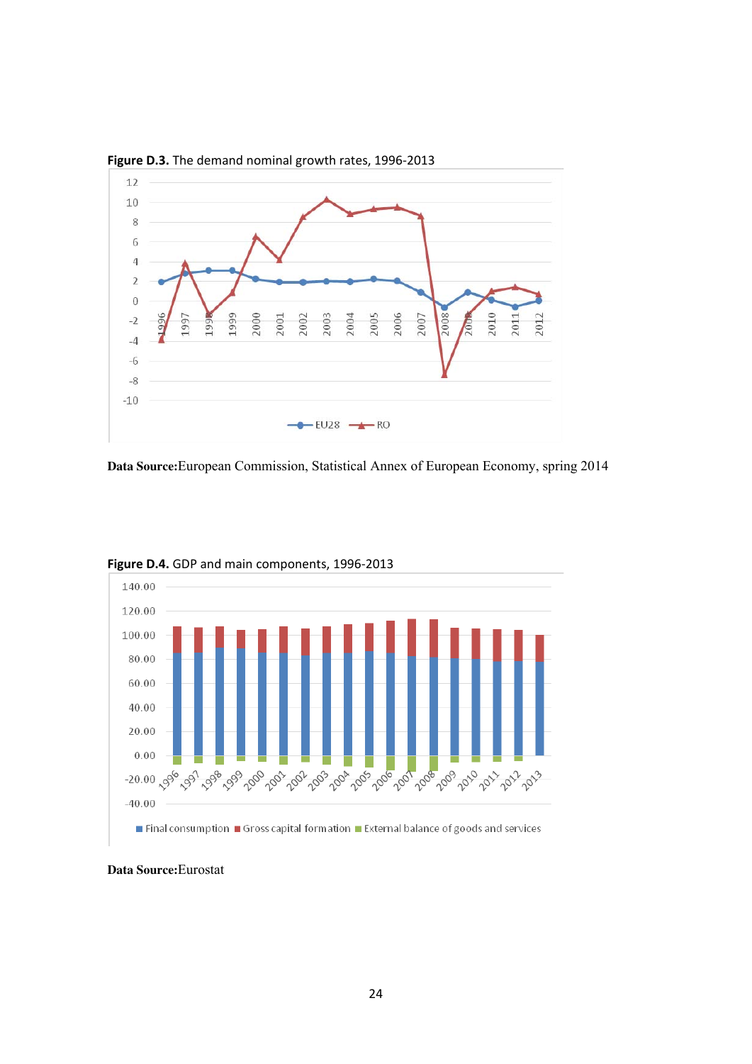**Figure D.3.** The demand nominal growth rates, 1996-2013

**Data Source:**European Commission, Statistical Annex of European Economy, spring 2014

**Figure D.4.** GDP and main components, 1996-2013

**Data Source:**Eurostat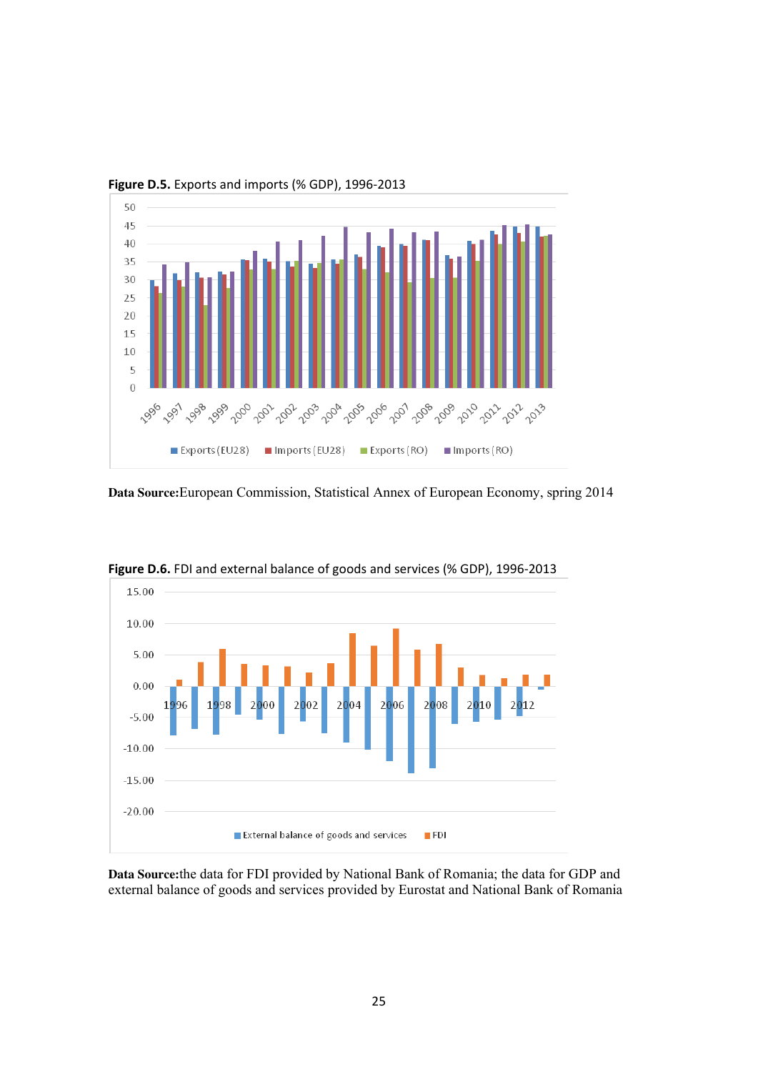**Figure D.5.** Exports and imports (% GDP), 1996-2013

**Data Source:** European Commission, Statistical Annex of European Economy, spring 2014

**Figure D.6.** FDI and external balance of goods and services (% GDP), 1996-2013

**Data Source:** the data for FDI provided by National Bank of Romania; the data for GDP and external balance of goods and services provided by Eurostat and National Bank of Romania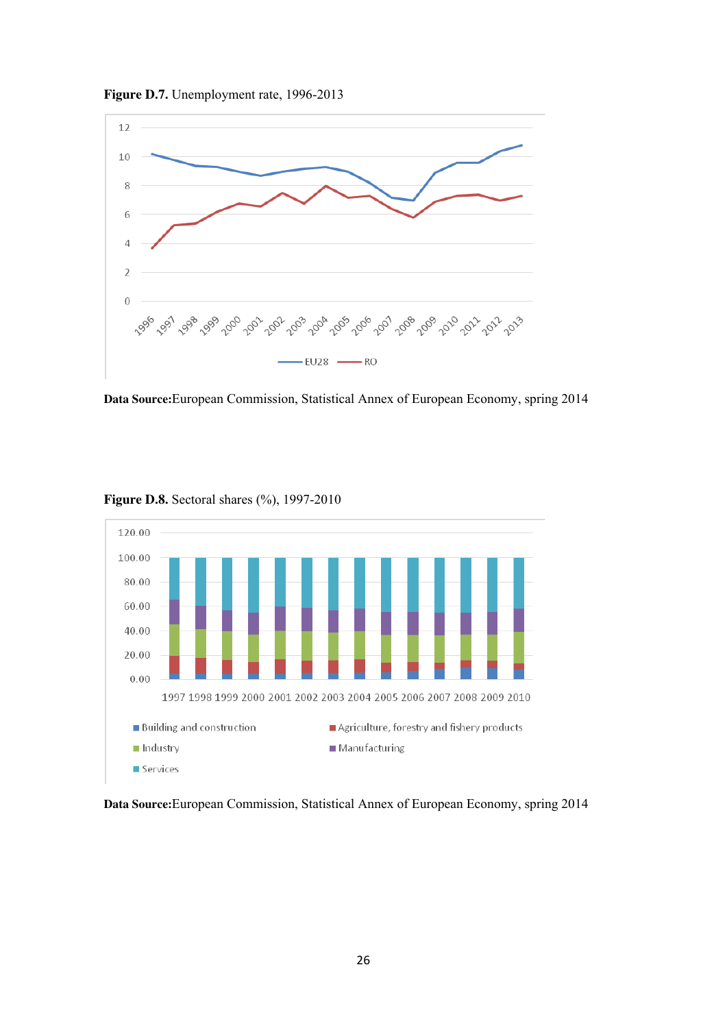**Figure D.7.** Unemployment rate, 1996-2013

**Data Source:** European Commission, Statistical Annex of European Economy, spring 2014

**Figure D.8.** Sectoral shares (%), 1997-2010

**Data Source:** European Commission, Statistical Annex of European Economy, spring 2014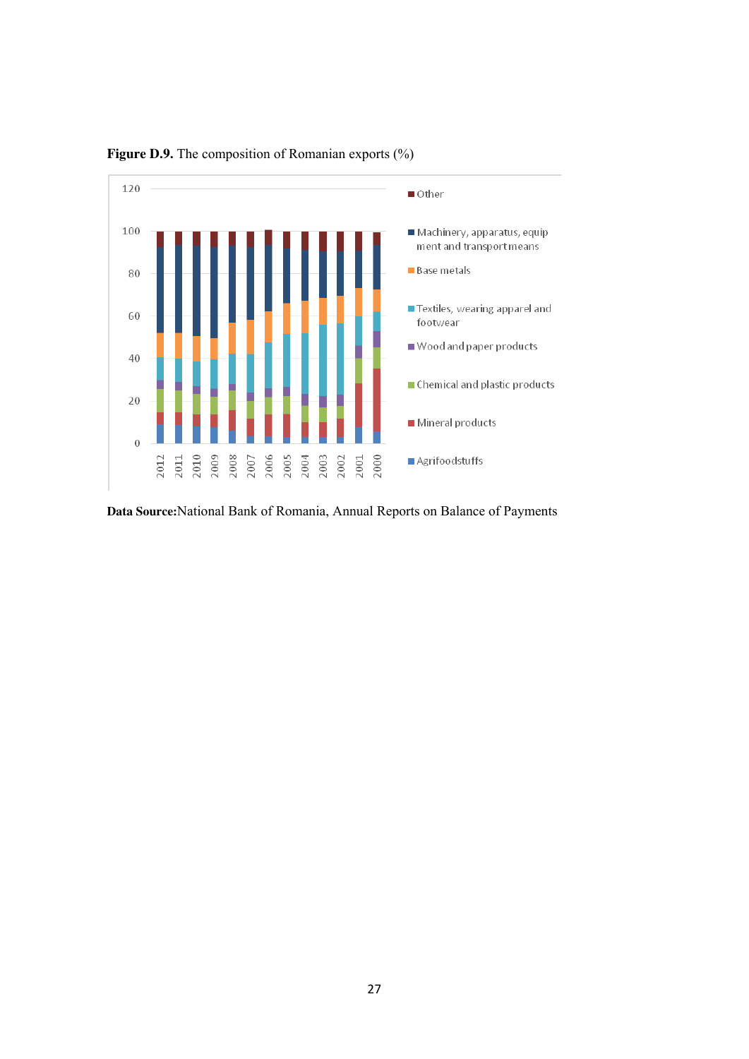**Figure D.9.** The composition of Romanian exports (%)

**Data Source:**National Bank of Romania, Annual Reports on Balance of Payments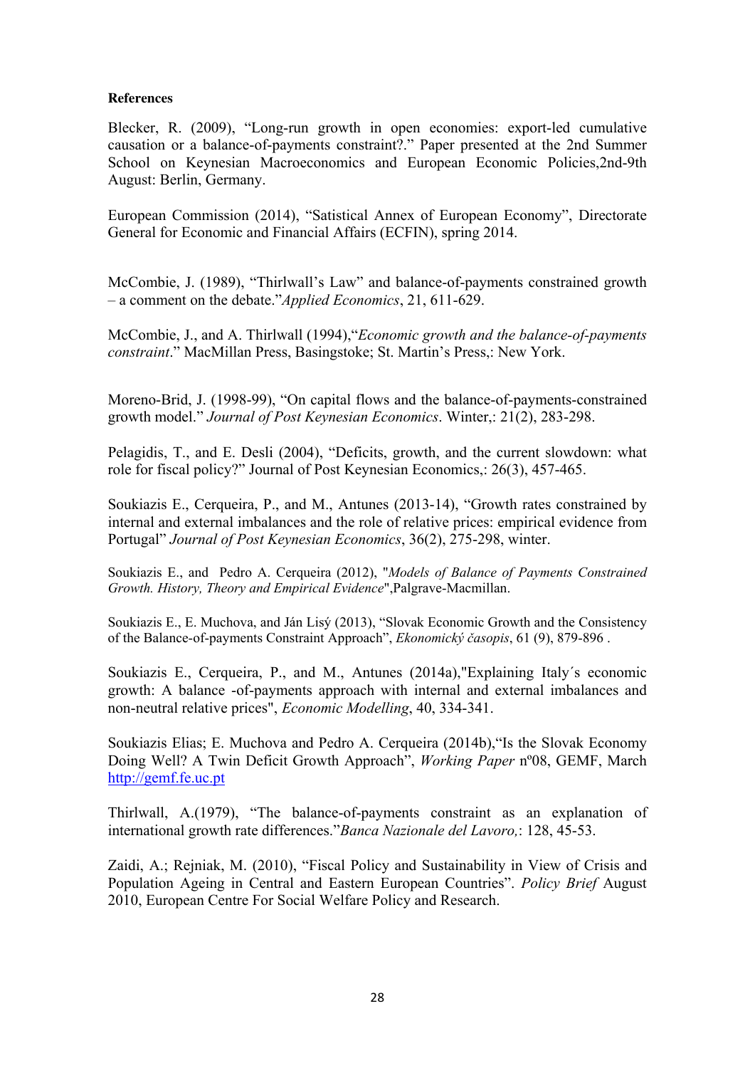**References**

Blecker, R. (2009), "Long-run growth in open economies: export-led cumulative causation or a balance-of-payments constraint?." Paper presented at the 2nd Summer School on Keynesian Macroeconomics and European Economic Policies,2nd-9th August: Berlin, Germany.

European Commission (2014), "Satistical Annex of European Economy", Directorate General for Economic and Financial Affairs (ECFIN), spring 2014.

McCombie, J. (1989), "Thirlwall's Law" and balance-of-payments constrained growth – a comment on the debate."*Applied Economics*, 21, 611-629.

McCombie, J., and A. Thirlwall (1994),"*Economic growth and the balance-of-payments constraint*." MacMillan Press, Basingstoke; St. Martin's Press,: New York.

Moreno-Brid, J. (1998-99), "On capital flows and the balance-of-payments-constrained growth model." *Journal of Post Keynesian Economics*. Winter,: 21(2), 283-298.

Pelagidis, T., and E. Desli (2004), "Deficits, growth, and the current slowdown: what role for fiscal policy?" Journal of Post Keynesian Economics,: 26(3), 457-465.

Soukiazis E., Cerqueira, P., and M., Antunes (2013-14), "Growth rates constrained by internal and external imbalances and the role of relative prices: empirical evidence from Portugal" *Journal of Post Keynesian Economics*, 36(2), 275-298, winter.

Soukiazis E., and Pedro A. Cerqueira (2012), "*Models of Balance of Payments Constrained Growth. History, Theory and Empirical Evidence*",Palgrave-Macmillan.

Soukiazis E., E. Muchova, and Ján Lisý (2013), "Slovak Economic Growth and the Consistency of the Balance-of-payments Constraint Approach", *Ekonomický časopis*, 61 (9), 879-896 .

Soukiazis E., Cerqueira, P., and M., Antunes (2014a),"Explaining Italy´s economic growth: A balance -of-payments approach with internal and external imbalances and non-neutral relative prices", *Economic Modelling*, 40, 334-341.

Soukiazis Elias; E. Muchova and Pedro A. Cerqueira (2014b),"Is the Slovak Economy Doing Well? A Twin Deficit Growth Approach", *Working Paper* nº08, GEMF, March http://gemf.fe.uc.pt

Thirlwall, A.(1979), "The balance-of-payments constraint as an explanation of international growth rate differences."*Banca Nazionale del Lavoro,*: 128, 45-53.

Zaidi, A.; Rejniak, M. (2010), "Fiscal Policy and Sustainability in View of Crisis and Population Ageing in Central and Eastern European Countries". *Policy Brief* August 2010, European Centre For Social Welfare Policy and Research.